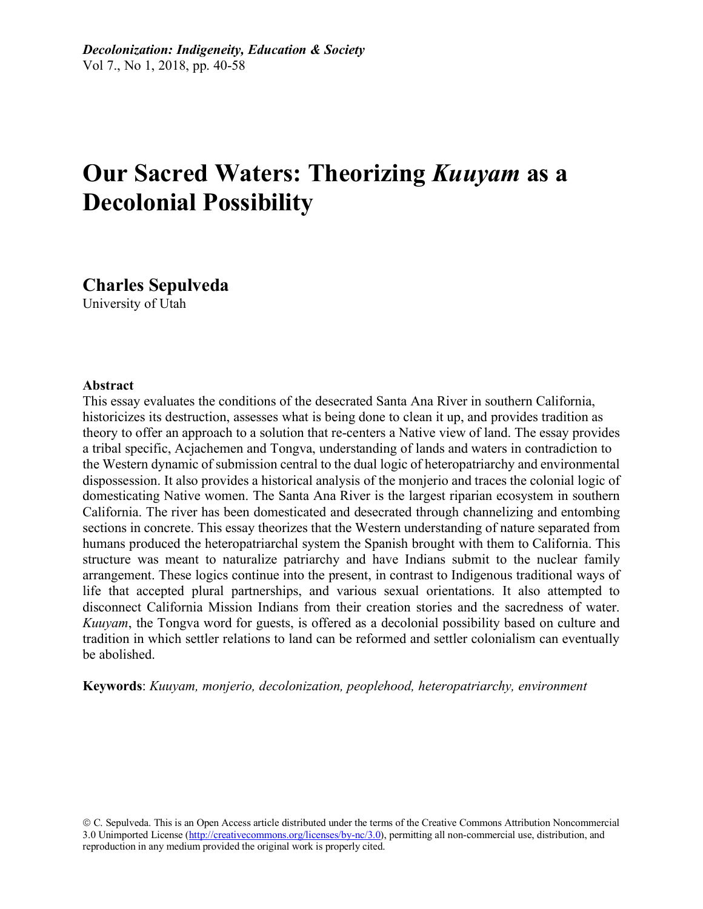# Our Sacred Waters: Theorizing *Kuuyam* as a Decolonial Possibility

**Charles Sepulveda**
University of Utah

**Abstract**

This essay evaluates the conditions of the desecrated Santa Ana River in southern California, historicizes its destruction, assesses what is being done to clean it up, and provides tradition as theory to offer an approach to a solution that re-centers a Native view of land. The essay provides a tribal specific, Acjachemen and Tongva, understanding of lands and waters in contradiction to the Western dynamic of submission central to the dual logic of heteropatriarchy and environmental dispossession. It also provides a historical analysis of the monjerio and traces the colonial logic of domesticating Native women. The Santa Ana River is the largest riparian ecosystem in southern California. The river has been domesticated and desecrated through channelizing and entombing sections in concrete. This essay theorizes that the Western understanding of nature separated from humans produced the heteropatriarchal system the Spanish brought with them to California. This structure was meant to naturalize patriarchy and have Indians submit to the nuclear family arrangement. These logics continue into the present, in contrast to Indigenous traditional ways of life that accepted plural partnerships, and various sexual orientations. It also attempted to disconnect California Mission Indians from their creation stories and the sacredness of water. *Kuuyam*, the Tongva word for guests, is offered as a decolonial possibility based on culture and tradition in which settler relations to land can be reformed and settler colonialism can eventually be abolished.

**Keywords**: *Kuuyam, monjerio, decolonization, peoplehood, heteropatriarchy, environment*

© C. Sepulveda. This is an Open Access article distributed under the terms of the Creative Commons Attribution Noncommercial 3.0 Unimported License (http://creativecommons.org/licenses/by-nc/3.0), permitting all non-commercial use, distribution, and reproduction in any medium provided the original work is properly cited.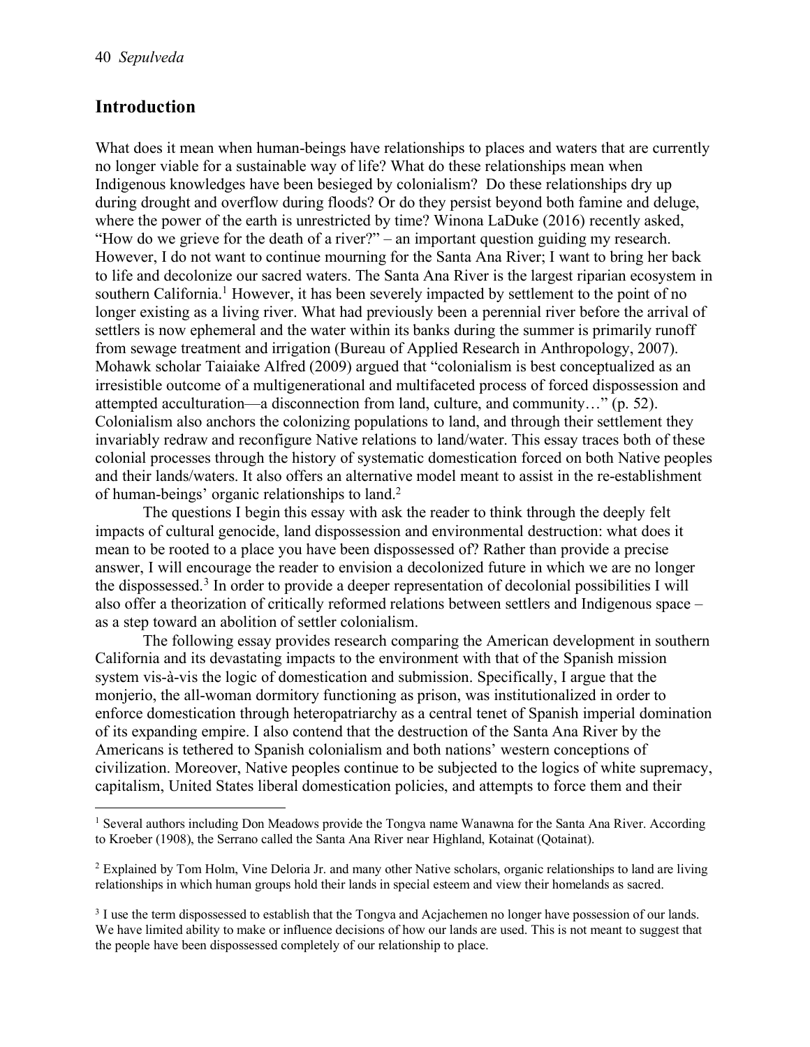## Introduction

What does it mean when human-beings have relationships to places and waters that are currently no longer viable for a sustainable way of life? What do these relationships mean when Indigenous knowledges have been besieged by colonialism? Do these relationships dry up during drought and overflow during floods? Or do they persist beyond both famine and deluge, where the power of the earth is unrestricted by time? Winona LaDuke (2016) recently asked, "How do we grieve for the death of a river?" – an important question guiding my research. However, I do not want to continue mourning for the Santa Ana River; I want to bring her back to life and decolonize our sacred waters. The Santa Ana River is the largest riparian ecosystem in southern California.[1] However, it has been severely impacted by settlement to the point of no longer existing as a living river. What had previously been a perennial river before the arrival of settlers is now ephemeral and the water within its banks during the summer is primarily runoff from sewage treatment and irrigation (Bureau of Applied Research in Anthropology, 2007). Mohawk scholar Taiaiake Alfred (2009) argued that "colonialism is best conceptualized as an irresistible outcome of a multigenerational and multifaceted process of forced dispossession and attempted acculturation—a disconnection from land, culture, and community…" (p. 52). Colonialism also anchors the colonizing populations to land, and through their settlement they invariably redraw and reconfigure Native relations to land/water. This essay traces both of these colonial processes through the history of systematic domestication forced on both Native peoples and their lands/waters. It also offers an alternative model meant to assist in the re-establishment of human-beings' organic relationships to land.[2]

The questions I begin this essay with ask the reader to think through the deeply felt impacts of cultural genocide, land dispossession and environmental destruction: what does it mean to be rooted to a place you have been dispossessed of? Rather than provide a precise answer, I will encourage the reader to envision a decolonized future in which we are no longer the dispossessed.[3] In order to provide a deeper representation of decolonial possibilities I will also offer a theorization of critically reformed relations between settlers and Indigenous space – as a step toward an abolition of settler colonialism.

The following essay provides research comparing the American development in southern California and its devastating impacts to the environment with that of the Spanish mission system vis-à-vis the logic of domestication and submission. Specifically, I argue that the monjerio, the all-woman dormitory functioning as prison, was institutionalized in order to enforce domestication through heteropatriarchy as a central tenet of Spanish imperial domination of its expanding empire. I also contend that the destruction of the Santa Ana River by the Americans is tethered to Spanish colonialism and both nations' western conceptions of civilization. Moreover, Native peoples continue to be subjected to the logics of white supremacy, capitalism, United States liberal domestication policies, and attempts to force them and their

---

[1] Several authors including Don Meadows provide the Tongva name Wanawna for the Santa Ana River. According to Kroeber (1908), the Serrano called the Santa Ana River near Highland, Kotainat (Qotainat).

[2] Explained by Tom Holm, Vine Deloria Jr. and many other Native scholars, organic relationships to land are living relationships in which human groups hold their lands in special esteem and view their homelands as sacred.

[3] I use the term dispossessed to establish that the Tongva and Acjachemen no longer have possession of our lands. We have limited ability to make or influence decisions of how our lands are used. This is not meant to suggest that the people have been dispossessed completely of our relationship to place.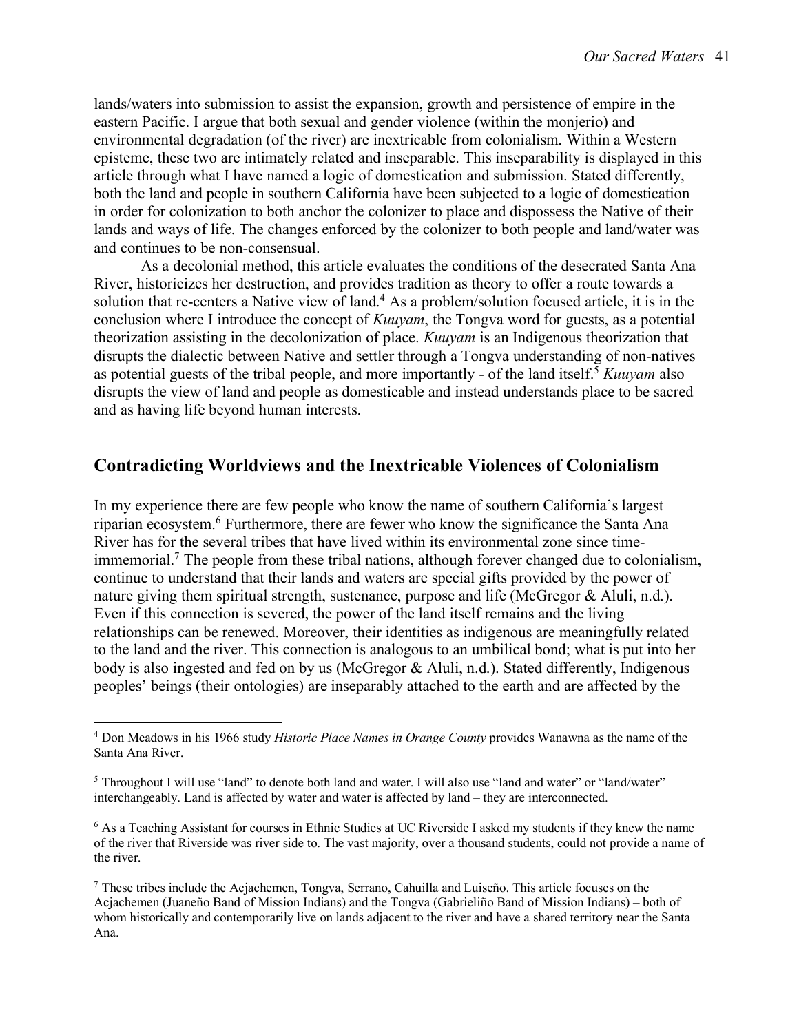lands/waters into submission to assist the expansion, growth and persistence of empire in the eastern Pacific. I argue that both sexual and gender violence (within the monjerio) and environmental degradation (of the river) are inextricable from colonialism. Within a Western episteme, these two are intimately related and inseparable. This inseparability is displayed in this article through what I have named a logic of domestication and submission. Stated differently, both the land and people in southern California have been subjected to a logic of domestication in order for colonization to both anchor the colonizer to place and dispossess the Native of their lands and ways of life. The changes enforced by the colonizer to both people and land/water was and continues to be non-consensual.

As a decolonial method, this article evaluates the conditions of the desecrated Santa Ana River, historicizes her destruction, and provides tradition as theory to offer a route towards a solution that re-centers a Native view of land.[4] As a problem/solution focused article, it is in the conclusion where I introduce the concept of *Kuuyam*, the Tongva word for guests, as a potential theorization assisting in the decolonization of place. *Kuuyam* is an Indigenous theorization that disrupts the dialectic between Native and settler through a Tongva understanding of non-natives as potential guests of the tribal people, and more importantly - of the land itself.[5] *Kuuyam* also disrupts the view of land and people as domesticable and instead understands place to be sacred and as having life beyond human interests.

## Contradicting Worldviews and the Inextricable Violences of Colonialism

In my experience there are few people who know the name of southern California's largest riparian ecosystem.[6] Furthermore, there are fewer who know the significance the Santa Ana River has for the several tribes that have lived within its environmental zone since time-immemorial.[7] The people from these tribal nations, although forever changed due to colonialism, continue to understand that their lands and waters are special gifts provided by the power of nature giving them spiritual strength, sustenance, purpose and life (McGregor & Aluli, n.d.). Even if this connection is severed, the power of the land itself remains and the living relationships can be renewed. Moreover, their identities as indigenous are meaningfully related to the land and the river. This connection is analogous to an umbilical bond; what is put into her body is also ingested and fed on by us (McGregor & Aluli, n.d.). Stated differently, Indigenous peoples' beings (their ontologies) are inseparably attached to the earth and are affected by the

---

[4] Don Meadows in his 1966 study *Historic Place Names in Orange County* provides Wanawna as the name of the Santa Ana River.

[5] Throughout I will use "land" to denote both land and water. I will also use "land and water" or "land/water" interchangeably. Land is affected by water and water is affected by land – they are interconnected.

[6] As a Teaching Assistant for courses in Ethnic Studies at UC Riverside I asked my students if they knew the name of the river that Riverside was river side to. The vast majority, over a thousand students, could not provide a name of the river.

[7] These tribes include the Acjachemen, Tongva, Serrano, Cahuilla and Luiseño. This article focuses on the Acjachemen (Juaneño Band of Mission Indians) and the Tongva (Gabrieliño Band of Mission Indians) – both of whom historically and contemporarily live on lands adjacent to the river and have a shared territory near the Santa Ana.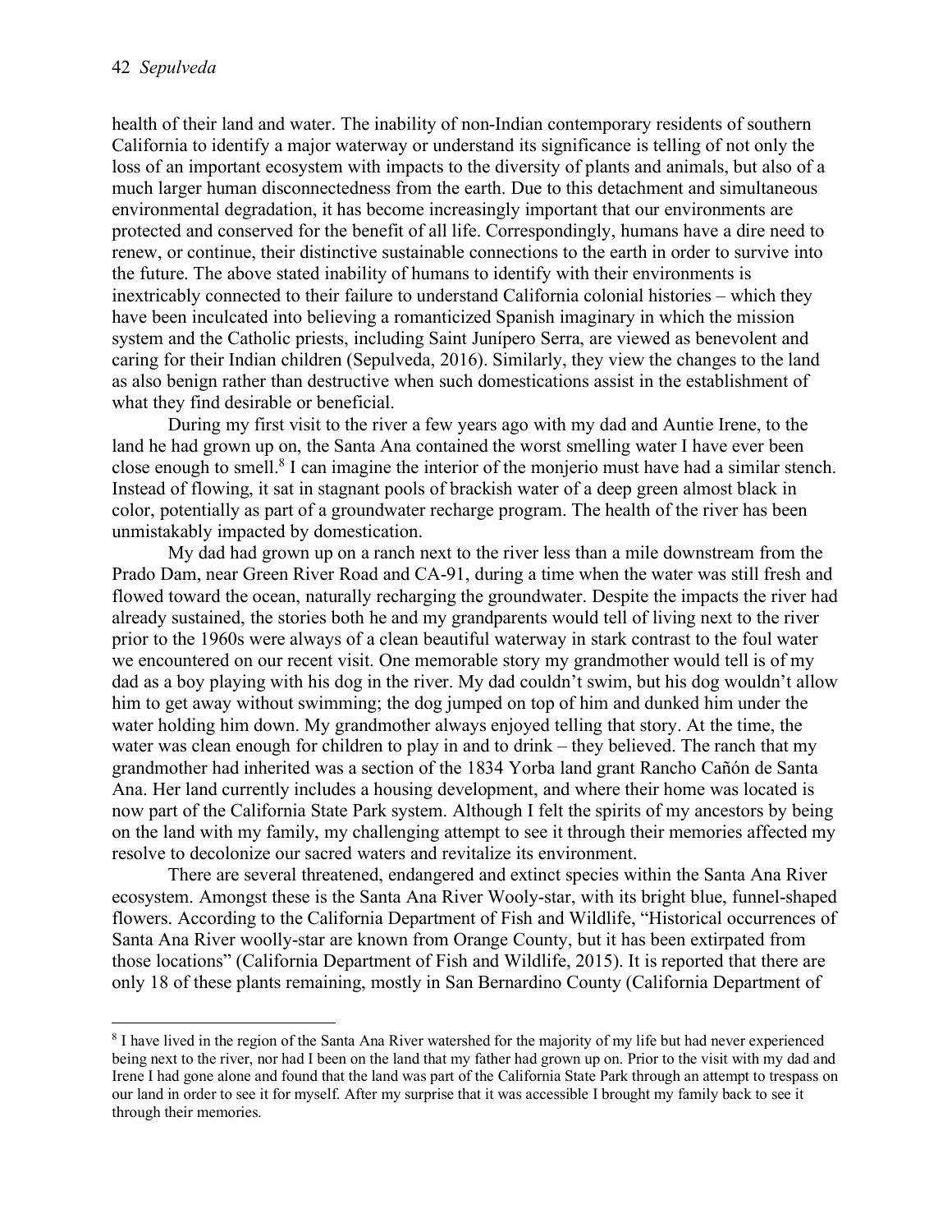health of their land and water. The inability of non-Indian contemporary residents of southern California to identify a major waterway or understand its significance is telling of not only the loss of an important ecosystem with impacts to the diversity of plants and animals, but also of a much larger human disconnectedness from the earth. Due to this detachment and simultaneous environmental degradation, it has become increasingly important that our environments are protected and conserved for the benefit of all life. Correspondingly, humans have a dire need to renew, or continue, their distinctive sustainable connections to the earth in order to survive into the future. The above stated inability of humans to identify with their environments is inextricably connected to their failure to understand California colonial histories – which they have been inculcated into believing a romanticized Spanish imaginary in which the mission system and the Catholic priests, including Saint Junípero Serra, are viewed as benevolent and caring for their Indian children (Sepulveda, 2016). Similarly, they view the changes to the land as also benign rather than destructive when such domestications assist in the establishment of what they find desirable or beneficial.

During my first visit to the river a few years ago with my dad and Auntie Irene, to the land he had grown up on, the Santa Ana contained the worst smelling water I have ever been close enough to smell.[8] I can imagine the interior of the monjerio must have had a similar stench. Instead of flowing, it sat in stagnant pools of brackish water of a deep green almost black in color, potentially as part of a groundwater recharge program. The health of the river has been unmistakably impacted by domestication.

My dad had grown up on a ranch next to the river less than a mile downstream from the Prado Dam, near Green River Road and CA-91, during a time when the water was still fresh and flowed toward the ocean, naturally recharging the groundwater. Despite the impacts the river had already sustained, the stories both he and my grandparents would tell of living next to the river prior to the 1960s were always of a clean beautiful waterway in stark contrast to the foul water we encountered on our recent visit. One memorable story my grandmother would tell is of my dad as a boy playing with his dog in the river. My dad couldn't swim, but his dog wouldn't allow him to get away without swimming; the dog jumped on top of him and dunked him under the water holding him down. My grandmother always enjoyed telling that story. At the time, the water was clean enough for children to play in and to drink – they believed. The ranch that my grandmother had inherited was a section of the 1834 Yorba land grant Rancho Cañón de Santa Ana. Her land currently includes a housing development, and where their home was located is now part of the California State Park system. Although I felt the spirits of my ancestors by being on the land with my family, my challenging attempt to see it through their memories affected my resolve to decolonize our sacred waters and revitalize its environment.

There are several threatened, endangered and extinct species within the Santa Ana River ecosystem. Amongst these is the Santa Ana River Wooly-star, with its bright blue, funnel-shaped flowers. According to the California Department of Fish and Wildlife, "Historical occurrences of Santa Ana River woolly-star are known from Orange County, but it has been extirpated from those locations" (California Department of Fish and Wildlife, 2015). It is reported that there are only 18 of these plants remaining, mostly in San Bernardino County (California Department of

[8] I have lived in the region of the Santa Ana River watershed for the majority of my life but had never experienced being next to the river, nor had I been on the land that my father had grown up on. Prior to the visit with my dad and Irene I had gone alone and found that the land was part of the California State Park through an attempt to trespass on our land in order to see it for myself. After my surprise that it was accessible I brought my family back to see it through their memories.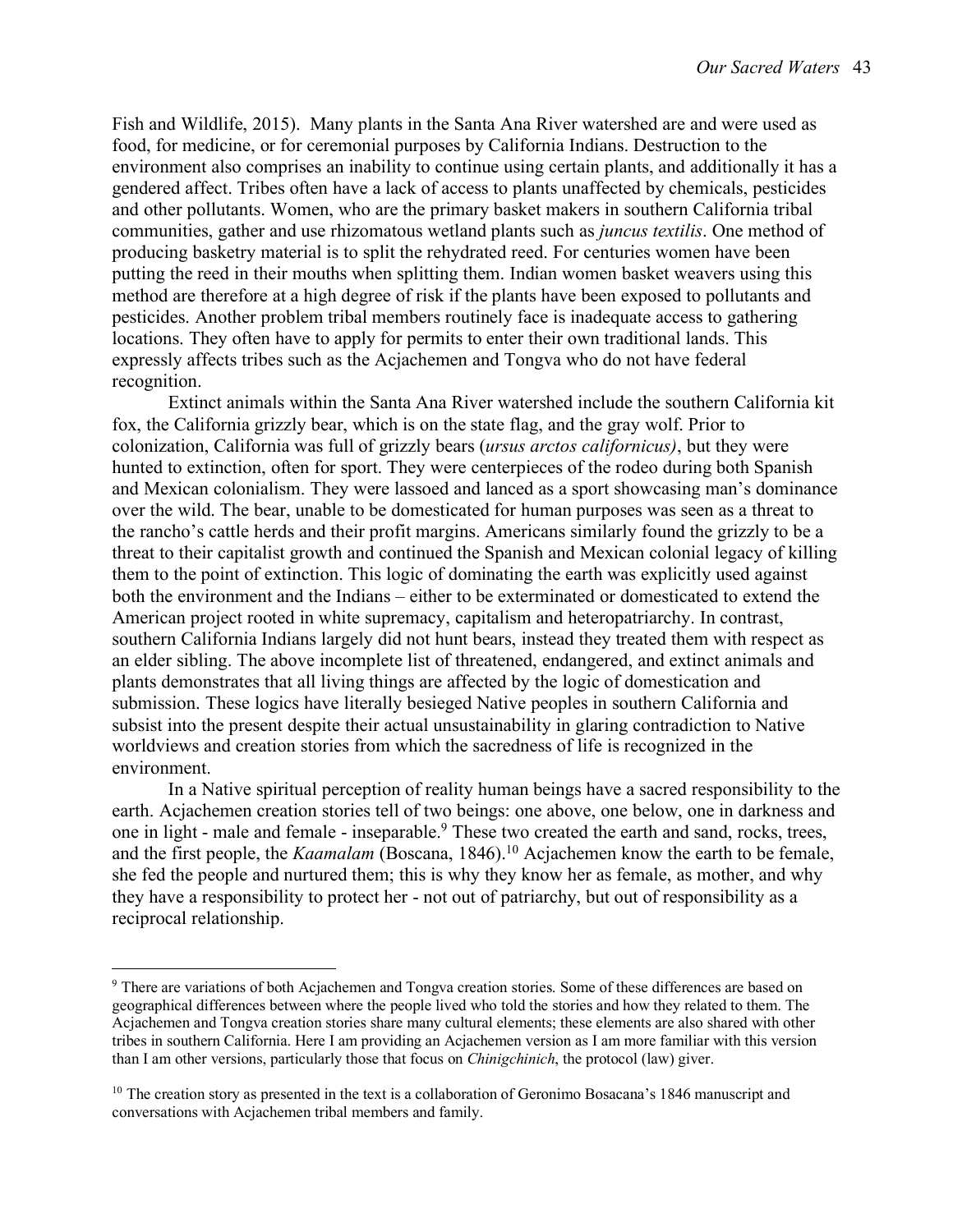Fish and Wildlife, 2015). Many plants in the Santa Ana River watershed are and were used as food, for medicine, or for ceremonial purposes by California Indians. Destruction to the environment also comprises an inability to continue using certain plants, and additionally it has a gendered affect. Tribes often have a lack of access to plants unaffected by chemicals, pesticides and other pollutants. Women, who are the primary basket makers in southern California tribal communities, gather and use rhizomatous wetland plants such as *juncus textilis*. One method of producing basketry material is to split the rehydrated reed. For centuries women have been putting the reed in their mouths when splitting them. Indian women basket weavers using this method are therefore at a high degree of risk if the plants have been exposed to pollutants and pesticides. Another problem tribal members routinely face is inadequate access to gathering locations. They often have to apply for permits to enter their own traditional lands. This expressly affects tribes such as the Acjachemen and Tongva who do not have federal recognition.

Extinct animals within the Santa Ana River watershed include the southern California kit fox, the California grizzly bear, which is on the state flag, and the gray wolf. Prior to colonization, California was full of grizzly bears (*ursus arctos californicus)*, but they were hunted to extinction, often for sport. They were centerpieces of the rodeo during both Spanish and Mexican colonialism. They were lassoed and lanced as a sport showcasing man's dominance over the wild. The bear, unable to be domesticated for human purposes was seen as a threat to the rancho's cattle herds and their profit margins. Americans similarly found the grizzly to be a threat to their capitalist growth and continued the Spanish and Mexican colonial legacy of killing them to the point of extinction. This logic of dominating the earth was explicitly used against both the environment and the Indians – either to be exterminated or domesticated to extend the American project rooted in white supremacy, capitalism and heteropatriarchy. In contrast, southern California Indians largely did not hunt bears, instead they treated them with respect as an elder sibling. The above incomplete list of threatened, endangered, and extinct animals and plants demonstrates that all living things are affected by the logic of domestication and submission. These logics have literally besieged Native peoples in southern California and subsist into the present despite their actual unsustainability in glaring contradiction to Native worldviews and creation stories from which the sacredness of life is recognized in the environment.

In a Native spiritual perception of reality human beings have a sacred responsibility to the earth. Acjachemen creation stories tell of two beings: one above, one below, one in darkness and one in light - male and female - inseparable.[9] These two created the earth and sand, rocks, trees, and the first people, the *Kaamalam* (Boscana, 1846).[10] Acjachemen know the earth to be female, she fed the people and nurtured them; this is why they know her as female, as mother, and why they have a responsibility to protect her - not out of patriarchy, but out of responsibility as a reciprocal relationship.

---

[9] There are variations of both Acjachemen and Tongva creation stories. Some of these differences are based on geographical differences between where the people lived who told the stories and how they related to them. The Acjachemen and Tongva creation stories share many cultural elements; these elements are also shared with other tribes in southern California. Here I am providing an Acjachemen version as I am more familiar with this version than I am other versions, particularly those that focus on *Chinigchinich*, the protocol (law) giver.

[10] The creation story as presented in the text is a collaboration of Geronimo Bosacana's 1846 manuscript and conversations with Acjachemen tribal members and family.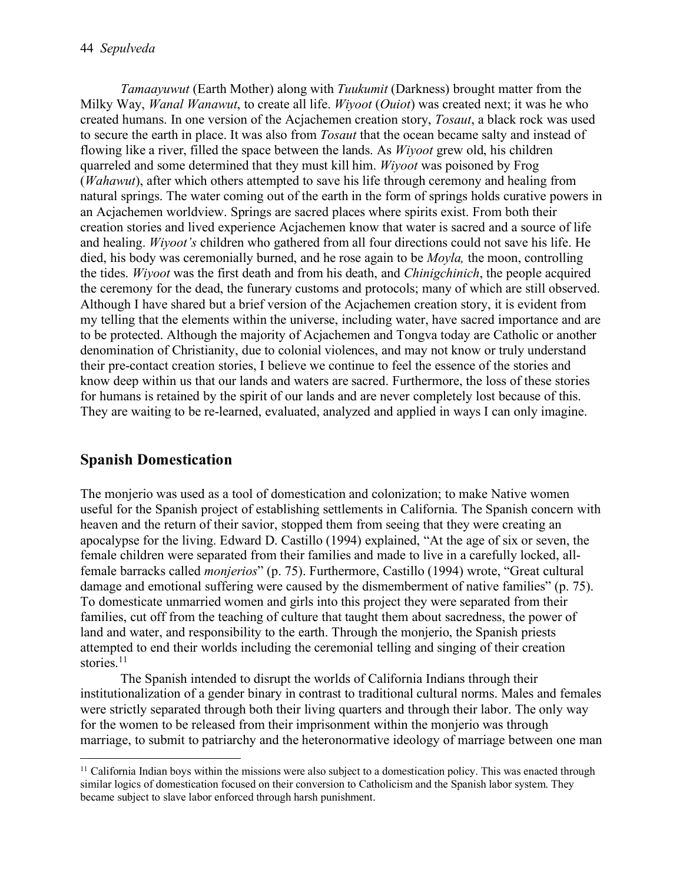*Tamaayuwut* (Earth Mother) along with *Tuukumit* (Darkness) brought matter from the Milky Way, *Wanal Wanawut*, to create all life. *Wiyoot* (*Ouiot*) was created next; it was he who created humans. In one version of the Acjachemen creation story, *Tosaut*, a black rock was used to secure the earth in place. It was also from *Tosaut* that the ocean became salty and instead of flowing like a river, filled the space between the lands. As *Wiyoot* grew old, his children quarreled and some determined that they must kill him. *Wiyoot* was poisoned by Frog (*Wahawut*), after which others attempted to save his life through ceremony and healing from natural springs. The water coming out of the earth in the form of springs holds curative powers in an Acjachemen worldview. Springs are sacred places where spirits exist. From both their creation stories and lived experience Acjachemen know that water is sacred and a source of life and healing. *Wiyoot's* children who gathered from all four directions could not save his life. He died, his body was ceremonially burned, and he rose again to be *Moyla,* the moon, controlling the tides. *Wiyoot* was the first death and from his death, and *Chinigchinich*, the people acquired the ceremony for the dead, the funerary customs and protocols; many of which are still observed. Although I have shared but a brief version of the Acjachemen creation story, it is evident from my telling that the elements within the universe, including water, have sacred importance and are to be protected. Although the majority of Acjachemen and Tongva today are Catholic or another denomination of Christianity, due to colonial violences, and may not know or truly understand their pre-contact creation stories, I believe we continue to feel the essence of the stories and know deep within us that our lands and waters are sacred. Furthermore, the loss of these stories for humans is retained by the spirit of our lands and are never completely lost because of this. They are waiting to be re-learned, evaluated, analyzed and applied in ways I can only imagine.

## Spanish Domestication

The monjerio was used as a tool of domestication and colonization; to make Native women useful for the Spanish project of establishing settlements in California. The Spanish concern with heaven and the return of their savior, stopped them from seeing that they were creating an apocalypse for the living. Edward D. Castillo (1994) explained, "At the age of six or seven, the female children were separated from their families and made to live in a carefully locked, all-female barracks called *monjerios*" (p. 75). Furthermore, Castillo (1994) wrote, "Great cultural damage and emotional suffering were caused by the dismemberment of native families" (p. 75). To domesticate unmarried women and girls into this project they were separated from their families, cut off from the teaching of culture that taught them about sacredness, the power of land and water, and responsibility to the earth. Through the monjerio, the Spanish priests attempted to end their worlds including the ceremonial telling and singing of their creation stories.[11]

The Spanish intended to disrupt the worlds of California Indians through their institutionalization of a gender binary in contrast to traditional cultural norms. Males and females were strictly separated through both their living quarters and through their labor. The only way for the women to be released from their imprisonment within the monjerio was through marriage, to submit to patriarchy and the heteronormative ideology of marriage between one man

[11] California Indian boys within the missions were also subject to a domestication policy. This was enacted through similar logics of domestication focused on their conversion to Catholicism and the Spanish labor system. They became subject to slave labor enforced through harsh punishment.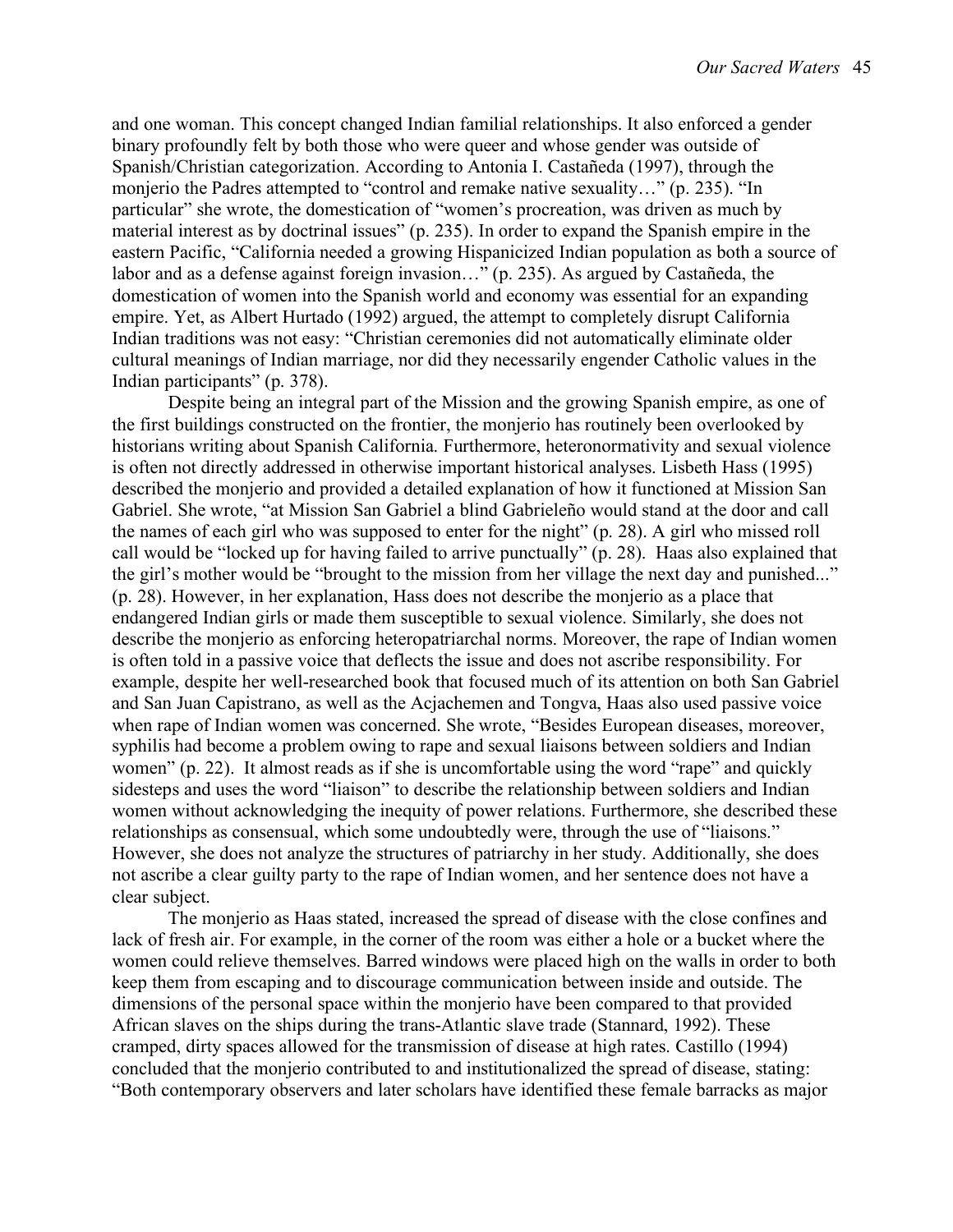and one woman. This concept changed Indian familial relationships. It also enforced a gender binary profoundly felt by both those who were queer and whose gender was outside of Spanish/Christian categorization. According to Antonia I. Castañeda (1997), through the monjerio the Padres attempted to "control and remake native sexuality…" (p. 235). "In particular" she wrote, the domestication of "women's procreation, was driven as much by material interest as by doctrinal issues" (p. 235). In order to expand the Spanish empire in the eastern Pacific, "California needed a growing Hispanicized Indian population as both a source of labor and as a defense against foreign invasion…" (p. 235). As argued by Castañeda, the domestication of women into the Spanish world and economy was essential for an expanding empire. Yet, as Albert Hurtado (1992) argued, the attempt to completely disrupt California Indian traditions was not easy: "Christian ceremonies did not automatically eliminate older cultural meanings of Indian marriage, nor did they necessarily engender Catholic values in the Indian participants" (p. 378).

Despite being an integral part of the Mission and the growing Spanish empire, as one of the first buildings constructed on the frontier, the monjerio has routinely been overlooked by historians writing about Spanish California. Furthermore, heteronormativity and sexual violence is often not directly addressed in otherwise important historical analyses. Lisbeth Hass (1995) described the monjerio and provided a detailed explanation of how it functioned at Mission San Gabriel. She wrote, "at Mission San Gabriel a blind Gabrieleño would stand at the door and call the names of each girl who was supposed to enter for the night" (p. 28). A girl who missed roll call would be "locked up for having failed to arrive punctually" (p. 28). Haas also explained that the girl's mother would be "brought to the mission from her village the next day and punished..." (p. 28). However, in her explanation, Hass does not describe the monjerio as a place that endangered Indian girls or made them susceptible to sexual violence. Similarly, she does not describe the monjerio as enforcing heteropatriarchal norms. Moreover, the rape of Indian women is often told in a passive voice that deflects the issue and does not ascribe responsibility. For example, despite her well-researched book that focused much of its attention on both San Gabriel and San Juan Capistrano, as well as the Acjachemen and Tongva, Haas also used passive voice when rape of Indian women was concerned. She wrote, "Besides European diseases, moreover, syphilis had become a problem owing to rape and sexual liaisons between soldiers and Indian women" (p. 22). It almost reads as if she is uncomfortable using the word "rape" and quickly sidesteps and uses the word "liaison" to describe the relationship between soldiers and Indian women without acknowledging the inequity of power relations. Furthermore, she described these relationships as consensual, which some undoubtedly were, through the use of "liaisons." However, she does not analyze the structures of patriarchy in her study. Additionally, she does not ascribe a clear guilty party to the rape of Indian women, and her sentence does not have a clear subject.

The monjerio as Haas stated, increased the spread of disease with the close confines and lack of fresh air. For example, in the corner of the room was either a hole or a bucket where the women could relieve themselves. Barred windows were placed high on the walls in order to both keep them from escaping and to discourage communication between inside and outside. The dimensions of the personal space within the monjerio have been compared to that provided African slaves on the ships during the trans-Atlantic slave trade (Stannard, 1992). These cramped, dirty spaces allowed for the transmission of disease at high rates. Castillo (1994) concluded that the monjerio contributed to and institutionalized the spread of disease, stating: "Both contemporary observers and later scholars have identified these female barracks as major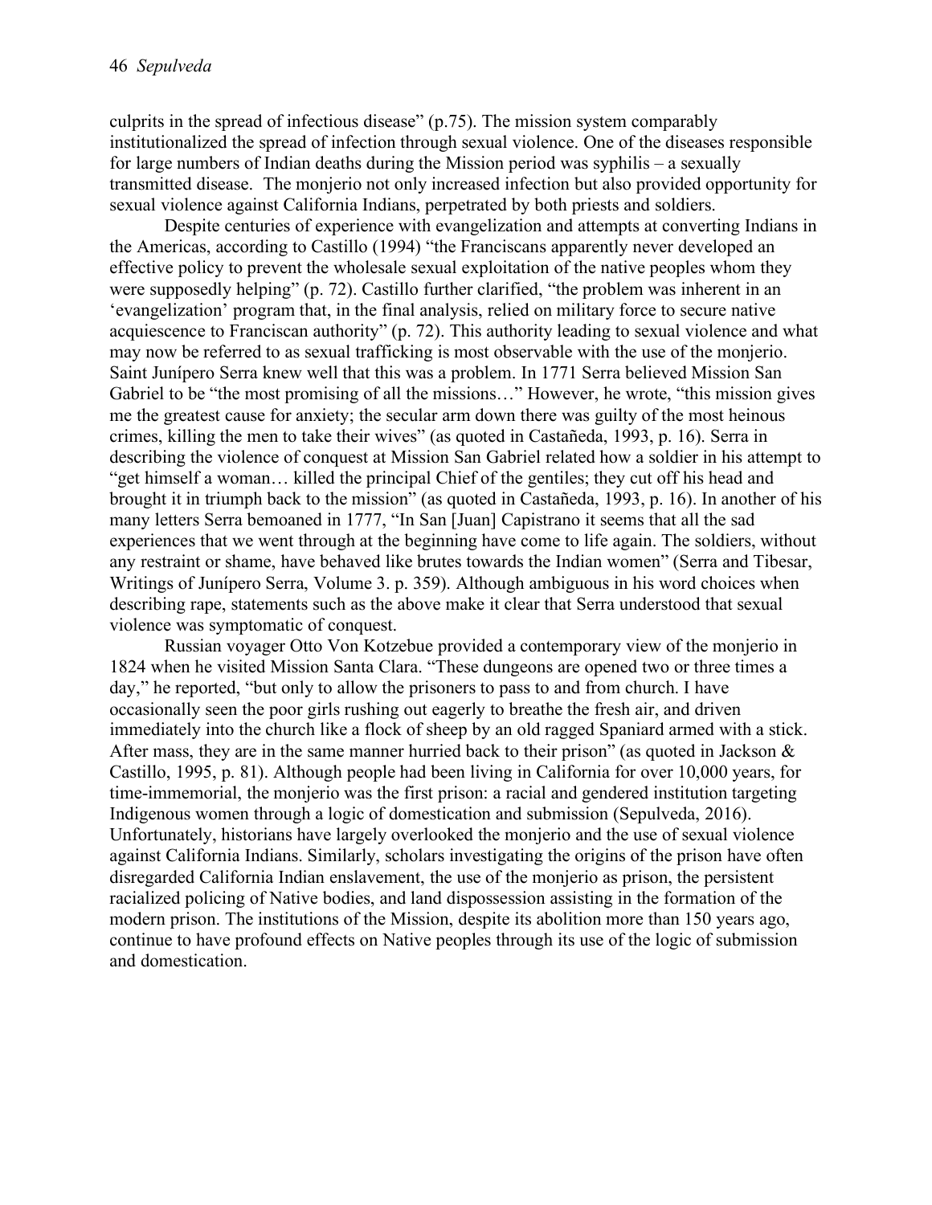culprits in the spread of infectious disease" (p.75). The mission system comparably institutionalized the spread of infection through sexual violence. One of the diseases responsible for large numbers of Indian deaths during the Mission period was syphilis – a sexually transmitted disease. The monjerio not only increased infection but also provided opportunity for sexual violence against California Indians, perpetrated by both priests and soldiers.

Despite centuries of experience with evangelization and attempts at converting Indians in the Americas, according to Castillo (1994) "the Franciscans apparently never developed an effective policy to prevent the wholesale sexual exploitation of the native peoples whom they were supposedly helping" (p. 72). Castillo further clarified, "the problem was inherent in an 'evangelization' program that, in the final analysis, relied on military force to secure native acquiescence to Franciscan authority" (p. 72). This authority leading to sexual violence and what may now be referred to as sexual trafficking is most observable with the use of the monjerio. Saint Junípero Serra knew well that this was a problem. In 1771 Serra believed Mission San Gabriel to be "the most promising of all the missions…" However, he wrote, "this mission gives me the greatest cause for anxiety; the secular arm down there was guilty of the most heinous crimes, killing the men to take their wives" (as quoted in Castañeda, 1993, p. 16). Serra in describing the violence of conquest at Mission San Gabriel related how a soldier in his attempt to "get himself a woman… killed the principal Chief of the gentiles; they cut off his head and brought it in triumph back to the mission" (as quoted in Castañeda, 1993, p. 16). In another of his many letters Serra bemoaned in 1777, "In San [Juan] Capistrano it seems that all the sad experiences that we went through at the beginning have come to life again. The soldiers, without any restraint or shame, have behaved like brutes towards the Indian women" (Serra and Tibesar, Writings of Junípero Serra, Volume 3. p. 359). Although ambiguous in his word choices when describing rape, statements such as the above make it clear that Serra understood that sexual violence was symptomatic of conquest.

Russian voyager Otto Von Kotzebue provided a contemporary view of the monjerio in 1824 when he visited Mission Santa Clara. "These dungeons are opened two or three times a day," he reported, "but only to allow the prisoners to pass to and from church. I have occasionally seen the poor girls rushing out eagerly to breathe the fresh air, and driven immediately into the church like a flock of sheep by an old ragged Spaniard armed with a stick. After mass, they are in the same manner hurried back to their prison" (as quoted in Jackson & Castillo, 1995, p. 81). Although people had been living in California for over 10,000 years, for time-immemorial, the monjerio was the first prison: a racial and gendered institution targeting Indigenous women through a logic of domestication and submission (Sepulveda, 2016). Unfortunately, historians have largely overlooked the monjerio and the use of sexual violence against California Indians. Similarly, scholars investigating the origins of the prison have often disregarded California Indian enslavement, the use of the monjerio as prison, the persistent racialized policing of Native bodies, and land dispossession assisting in the formation of the modern prison. The institutions of the Mission, despite its abolition more than 150 years ago, continue to have profound effects on Native peoples through its use of the logic of submission and domestication.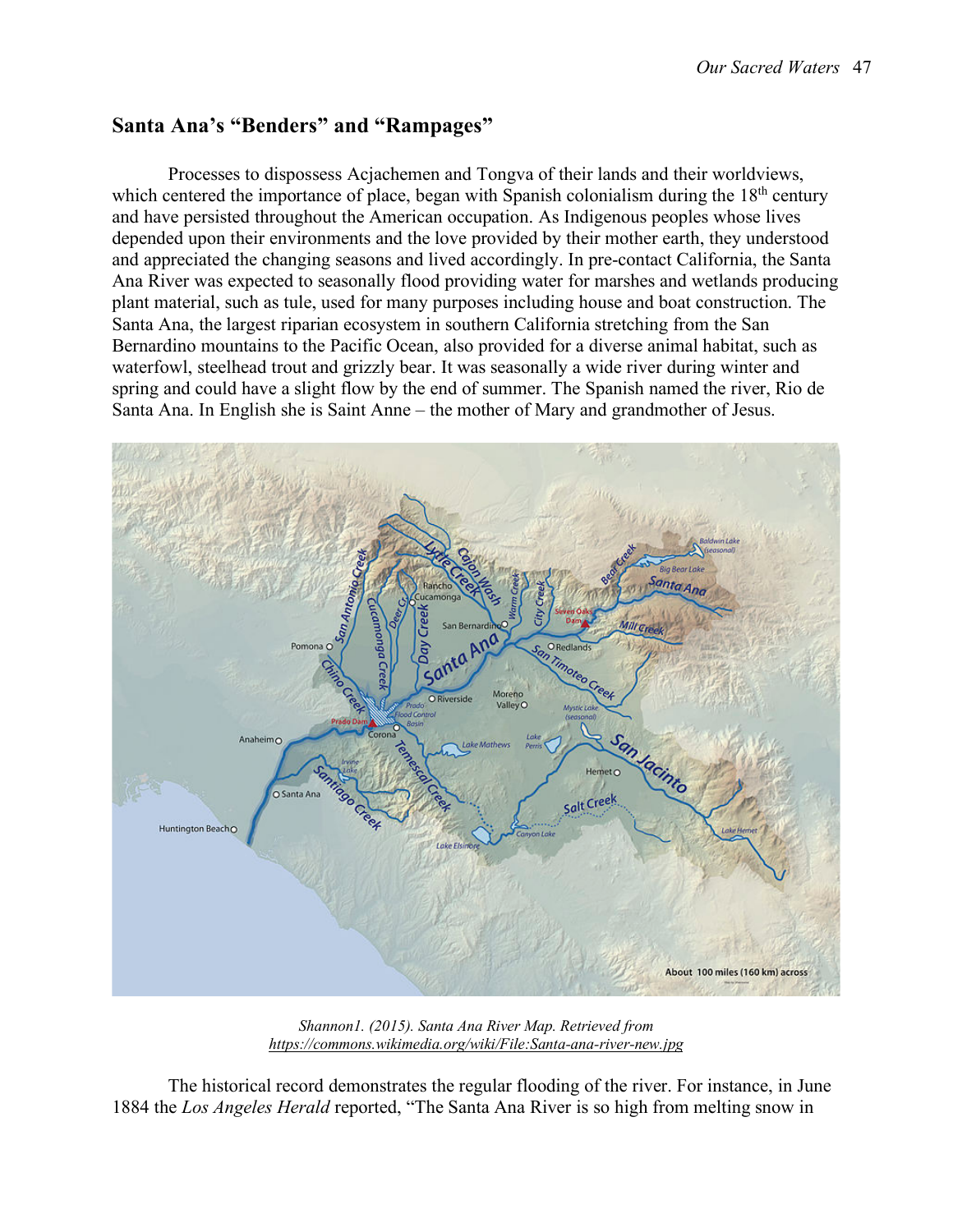## Santa Ana's "Benders" and "Rampages"

Processes to dispossess Acjachemen and Tongva of their lands and their worldviews, which centered the importance of place, began with Spanish colonialism during the 18th century and have persisted throughout the American occupation. As Indigenous peoples whose lives depended upon their environments and the love provided by their mother earth, they understood and appreciated the changing seasons and lived accordingly. In pre-contact California, the Santa Ana River was expected to seasonally flood providing water for marshes and wetlands producing plant material, such as tule, used for many purposes including house and boat construction. The Santa Ana, the largest riparian ecosystem in southern California stretching from the San Bernardino mountains to the Pacific Ocean, also provided for a diverse animal habitat, such as waterfowl, steelhead trout and grizzly bear. It was seasonally a wide river during winter and spring and could have a slight flow by the end of summer. The Spanish named the river, Rio de Santa Ana. In English she is Saint Anne – the mother of Mary and grandmother of Jesus.

*Shannon1. (2015). Santa Ana River Map. Retrieved from https://commons.wikimedia.org/wiki/File:Santa-ana-river-new.jpg*

The historical record demonstrates the regular flooding of the river. For instance, in June 1884 the *Los Angeles Herald* reported, "The Santa Ana River is so high from melting snow in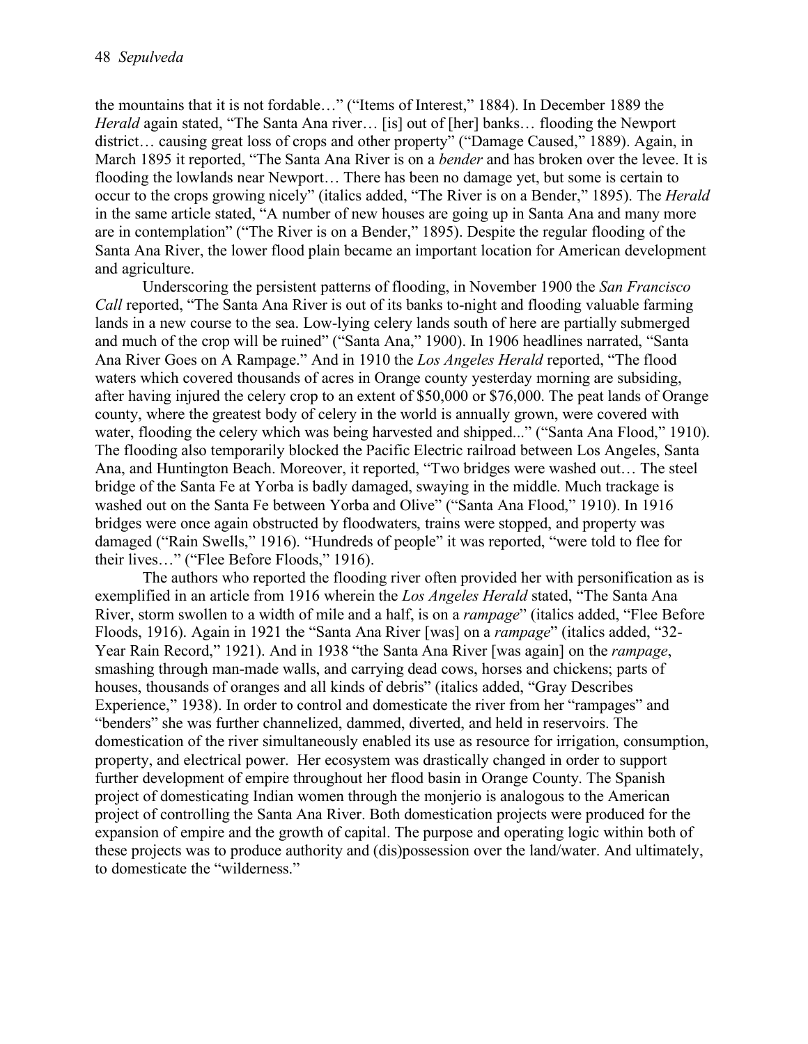the mountains that it is not fordable…" ("Items of Interest," 1884). In December 1889 the *Herald* again stated, "The Santa Ana river… [is] out of [her] banks… flooding the Newport district… causing great loss of crops and other property" ("Damage Caused," 1889). Again, in March 1895 it reported, "The Santa Ana River is on a *bender* and has broken over the levee. It is flooding the lowlands near Newport… There has been no damage yet, but some is certain to occur to the crops growing nicely" (italics added, "The River is on a Bender," 1895). The *Herald* in the same article stated, "A number of new houses are going up in Santa Ana and many more are in contemplation" ("The River is on a Bender," 1895). Despite the regular flooding of the Santa Ana River, the lower flood plain became an important location for American development and agriculture.

Underscoring the persistent patterns of flooding, in November 1900 the *San Francisco Call* reported, "The Santa Ana River is out of its banks to-night and flooding valuable farming lands in a new course to the sea. Low-lying celery lands south of here are partially submerged and much of the crop will be ruined" ("Santa Ana," 1900). In 1906 headlines narrated, "Santa Ana River Goes on A Rampage." And in 1910 the *Los Angeles Herald* reported, "The flood waters which covered thousands of acres in Orange county yesterday morning are subsiding, after having injured the celery crop to an extent of $50,000 or $76,000. The peat lands of Orange county, where the greatest body of celery in the world is annually grown, were covered with water, flooding the celery which was being harvested and shipped..." ("Santa Ana Flood," 1910). The flooding also temporarily blocked the Pacific Electric railroad between Los Angeles, Santa Ana, and Huntington Beach. Moreover, it reported, "Two bridges were washed out… The steel bridge of the Santa Fe at Yorba is badly damaged, swaying in the middle. Much trackage is washed out on the Santa Fe between Yorba and Olive" ("Santa Ana Flood," 1910). In 1916 bridges were once again obstructed by floodwaters, trains were stopped, and property was damaged ("Rain Swells," 1916). "Hundreds of people" it was reported, "were told to flee for their lives…" ("Flee Before Floods," 1916).

The authors who reported the flooding river often provided her with personification as is exemplified in an article from 1916 wherein the *Los Angeles Herald* stated, "The Santa Ana River, storm swollen to a width of mile and a half, is on a *rampage*" (italics added, "Flee Before Floods, 1916). Again in 1921 the "Santa Ana River [was] on a *rampage*" (italics added, "32-Year Rain Record," 1921). And in 1938 "the Santa Ana River [was again] on the *rampage*, smashing through man-made walls, and carrying dead cows, horses and chickens; parts of houses, thousands of oranges and all kinds of debris" (italics added, "Gray Describes Experience," 1938). In order to control and domesticate the river from her "rampages" and "benders" she was further channelized, dammed, diverted, and held in reservoirs. The domestication of the river simultaneously enabled its use as resource for irrigation, consumption, property, and electrical power. Her ecosystem was drastically changed in order to support further development of empire throughout her flood basin in Orange County. The Spanish project of domesticating Indian women through the monjerio is analogous to the American project of controlling the Santa Ana River. Both domestication projects were produced for the expansion of empire and the growth of capital. The purpose and operating logic within both of these projects was to produce authority and (dis)possession over the land/water. And ultimately, to domesticate the "wilderness."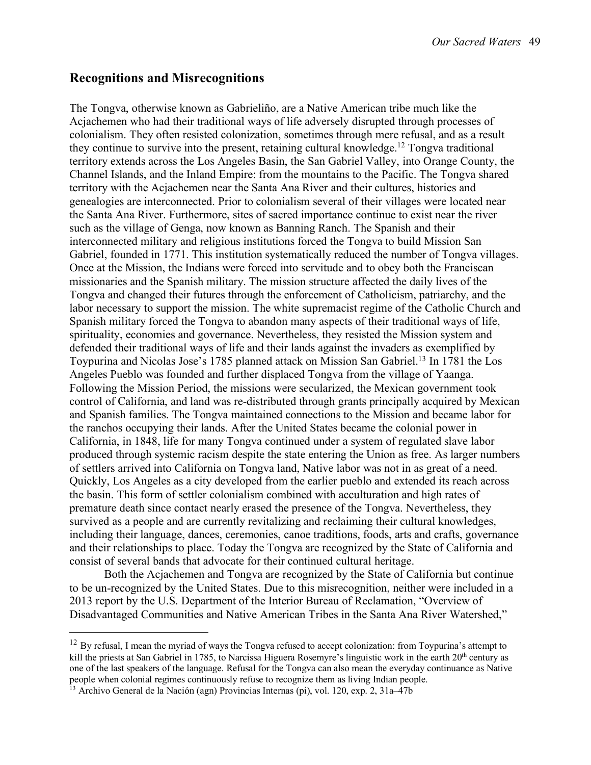## Recognitions and Misrecognitions

The Tongva, otherwise known as Gabrieliño, are a Native American tribe much like the Acjachemen who had their traditional ways of life adversely disrupted through processes of colonialism. They often resisted colonization, sometimes through mere refusal, and as a result they continue to survive into the present, retaining cultural knowledge.[12] Tongva traditional territory extends across the Los Angeles Basin, the San Gabriel Valley, into Orange County, the Channel Islands, and the Inland Empire: from the mountains to the Pacific. The Tongva shared territory with the Acjachemen near the Santa Ana River and their cultures, histories and genealogies are interconnected. Prior to colonialism several of their villages were located near the Santa Ana River. Furthermore, sites of sacred importance continue to exist near the river such as the village of Genga, now known as Banning Ranch. The Spanish and their interconnected military and religious institutions forced the Tongva to build Mission San Gabriel, founded in 1771. This institution systematically reduced the number of Tongva villages. Once at the Mission, the Indians were forced into servitude and to obey both the Franciscan missionaries and the Spanish military. The mission structure affected the daily lives of the Tongva and changed their futures through the enforcement of Catholicism, patriarchy, and the labor necessary to support the mission. The white supremacist regime of the Catholic Church and Spanish military forced the Tongva to abandon many aspects of their traditional ways of life, spirituality, economies and governance. Nevertheless, they resisted the Mission system and defended their traditional ways of life and their lands against the invaders as exemplified by Toypurina and Nicolas Jose's 1785 planned attack on Mission San Gabriel.[13] In 1781 the Los Angeles Pueblo was founded and further displaced Tongva from the village of Yaanga. Following the Mission Period, the missions were secularized, the Mexican government took control of California, and land was re-distributed through grants principally acquired by Mexican and Spanish families. The Tongva maintained connections to the Mission and became labor for the ranchos occupying their lands. After the United States became the colonial power in California, in 1848, life for many Tongva continued under a system of regulated slave labor produced through systemic racism despite the state entering the Union as free. As larger numbers of settlers arrived into California on Tongva land, Native labor was not in as great of a need. Quickly, Los Angeles as a city developed from the earlier pueblo and extended its reach across the basin. This form of settler colonialism combined with acculturation and high rates of premature death since contact nearly erased the presence of the Tongva. Nevertheless, they survived as a people and are currently revitalizing and reclaiming their cultural knowledges, including their language, dances, ceremonies, canoe traditions, foods, arts and crafts, governance and their relationships to place. Today the Tongva are recognized by the State of California and consist of several bands that advocate for their continued cultural heritage.

Both the Acjachemen and Tongva are recognized by the State of California but continue to be un-recognized by the United States. Due to this misrecognition, neither were included in a 2013 report by the U.S. Department of the Interior Bureau of Reclamation, "Overview of Disadvantaged Communities and Native American Tribes in the Santa Ana River Watershed,"

---

[12] By refusal, I mean the myriad of ways the Tongva refused to accept colonization: from Toypurina's attempt to kill the priests at San Gabriel in 1785, to Narcissa Higuera Rosemyre's linguistic work in the earth 20th century as one of the last speakers of the language. Refusal for the Tongva can also mean the everyday continuance as Native people when colonial regimes continuously refuse to recognize them as living Indian people.

[13] Archivo General de la Nación (agn) Provincias Internas (pi), vol. 120, exp. 2, 31a–47b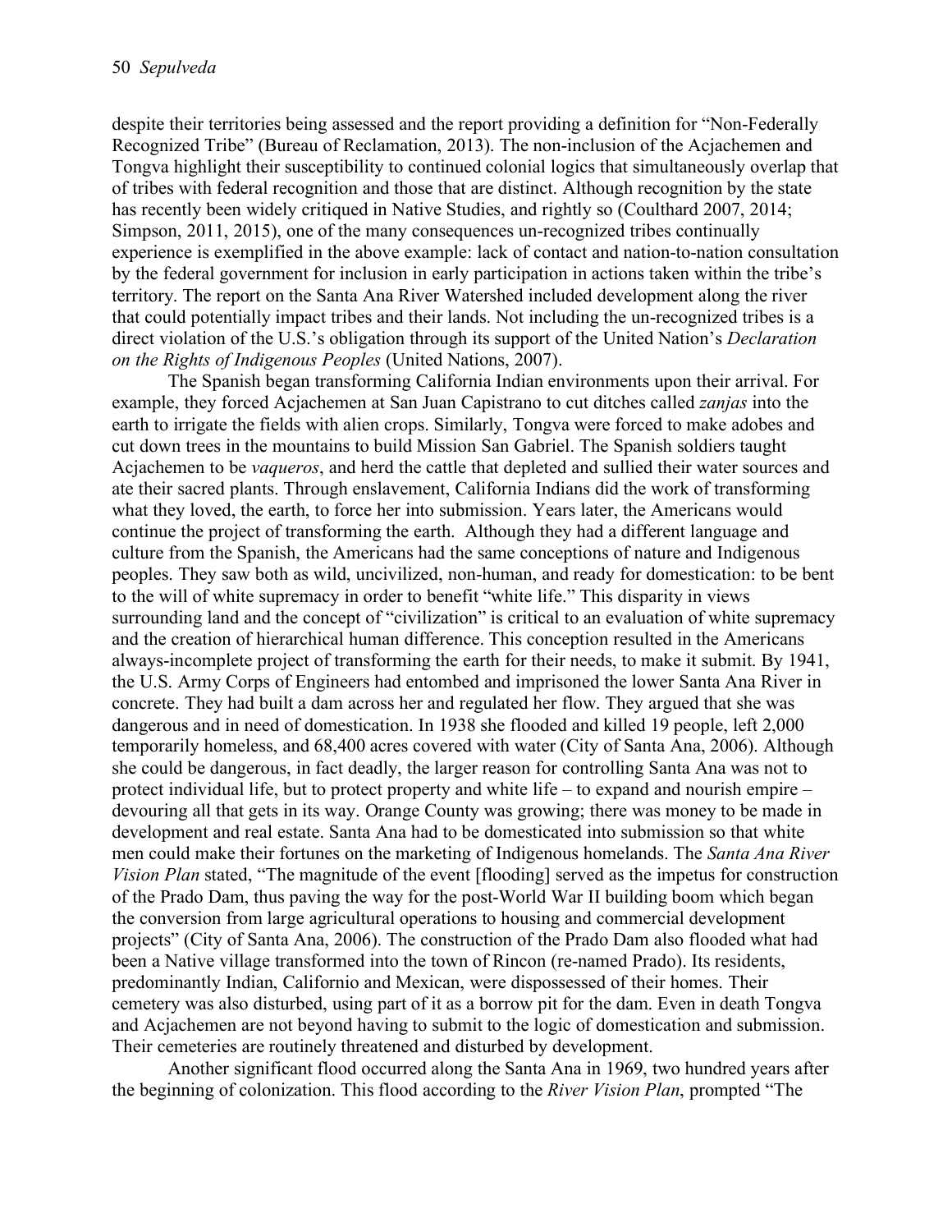despite their territories being assessed and the report providing a definition for "Non-Federally Recognized Tribe" (Bureau of Reclamation, 2013). The non-inclusion of the Acjachemen and Tongva highlight their susceptibility to continued colonial logics that simultaneously overlap that of tribes with federal recognition and those that are distinct. Although recognition by the state has recently been widely critiqued in Native Studies, and rightly so (Coulthard 2007, 2014; Simpson, 2011, 2015), one of the many consequences un-recognized tribes continually experience is exemplified in the above example: lack of contact and nation-to-nation consultation by the federal government for inclusion in early participation in actions taken within the tribe's territory. The report on the Santa Ana River Watershed included development along the river that could potentially impact tribes and their lands. Not including the un-recognized tribes is a direct violation of the U.S.'s obligation through its support of the United Nation's *Declaration on the Rights of Indigenous Peoples* (United Nations, 2007).

The Spanish began transforming California Indian environments upon their arrival. For example, they forced Acjachemen at San Juan Capistrano to cut ditches called *zanjas* into the earth to irrigate the fields with alien crops. Similarly, Tongva were forced to make adobes and cut down trees in the mountains to build Mission San Gabriel. The Spanish soldiers taught Acjachemen to be *vaqueros*, and herd the cattle that depleted and sullied their water sources and ate their sacred plants. Through enslavement, California Indians did the work of transforming what they loved, the earth, to force her into submission. Years later, the Americans would continue the project of transforming the earth. Although they had a different language and culture from the Spanish, the Americans had the same conceptions of nature and Indigenous peoples. They saw both as wild, uncivilized, non-human, and ready for domestication: to be bent to the will of white supremacy in order to benefit "white life." This disparity in views surrounding land and the concept of "civilization" is critical to an evaluation of white supremacy and the creation of hierarchical human difference. This conception resulted in the Americans always-incomplete project of transforming the earth for their needs, to make it submit. By 1941, the U.S. Army Corps of Engineers had entombed and imprisoned the lower Santa Ana River in concrete. They had built a dam across her and regulated her flow. They argued that she was dangerous and in need of domestication. In 1938 she flooded and killed 19 people, left 2,000 temporarily homeless, and 68,400 acres covered with water (City of Santa Ana, 2006). Although she could be dangerous, in fact deadly, the larger reason for controlling Santa Ana was not to protect individual life, but to protect property and white life – to expand and nourish empire – devouring all that gets in its way. Orange County was growing; there was money to be made in development and real estate. Santa Ana had to be domesticated into submission so that white men could make their fortunes on the marketing of Indigenous homelands. The *Santa Ana River Vision Plan* stated, "The magnitude of the event [flooding] served as the impetus for construction of the Prado Dam, thus paving the way for the post-World War II building boom which began the conversion from large agricultural operations to housing and commercial development projects" (City of Santa Ana, 2006). The construction of the Prado Dam also flooded what had been a Native village transformed into the town of Rincon (re-named Prado). Its residents, predominantly Indian, Californio and Mexican, were dispossessed of their homes. Their cemetery was also disturbed, using part of it as a borrow pit for the dam. Even in death Tongva and Acjachemen are not beyond having to submit to the logic of domestication and submission. Their cemeteries are routinely threatened and disturbed by development.

Another significant flood occurred along the Santa Ana in 1969, two hundred years after the beginning of colonization. This flood according to the *River Vision Plan*, prompted "The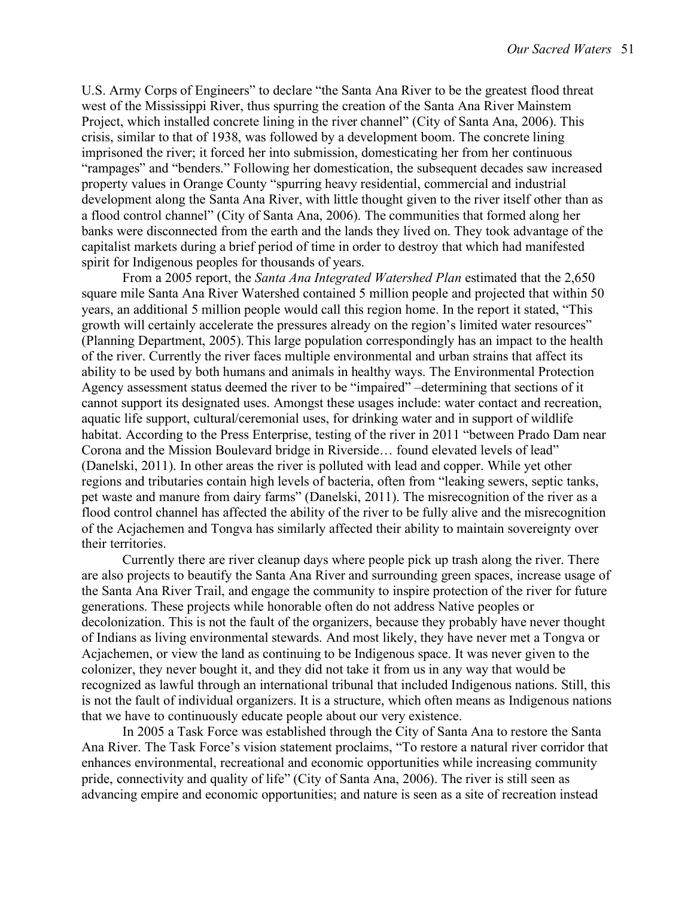U.S. Army Corps of Engineers" to declare "the Santa Ana River to be the greatest flood threat west of the Mississippi River, thus spurring the creation of the Santa Ana River Mainstem Project, which installed concrete lining in the river channel" (City of Santa Ana, 2006). This crisis, similar to that of 1938, was followed by a development boom. The concrete lining imprisoned the river; it forced her into submission, domesticating her from her continuous "rampages" and "benders." Following her domestication, the subsequent decades saw increased property values in Orange County "spurring heavy residential, commercial and industrial development along the Santa Ana River, with little thought given to the river itself other than as a flood control channel" (City of Santa Ana, 2006). The communities that formed along her banks were disconnected from the earth and the lands they lived on. They took advantage of the capitalist markets during a brief period of time in order to destroy that which had manifested spirit for Indigenous peoples for thousands of years.

From a 2005 report, the *Santa Ana Integrated Watershed Plan* estimated that the 2,650 square mile Santa Ana River Watershed contained 5 million people and projected that within 50 years, an additional 5 million people would call this region home. In the report it stated, "This growth will certainly accelerate the pressures already on the region's limited water resources" (Planning Department, 2005). This large population correspondingly has an impact to the health of the river. Currently the river faces multiple environmental and urban strains that affect its ability to be used by both humans and animals in healthy ways. The Environmental Protection Agency assessment status deemed the river to be "impaired" –determining that sections of it cannot support its designated uses. Amongst these usages include: water contact and recreation, aquatic life support, cultural/ceremonial uses, for drinking water and in support of wildlife habitat. According to the Press Enterprise, testing of the river in 2011 "between Prado Dam near Corona and the Mission Boulevard bridge in Riverside… found elevated levels of lead" (Danelski, 2011). In other areas the river is polluted with lead and copper. While yet other regions and tributaries contain high levels of bacteria, often from "leaking sewers, septic tanks, pet waste and manure from dairy farms" (Danelski, 2011). The misrecognition of the river as a flood control channel has affected the ability of the river to be fully alive and the misrecognition of the Acjachemen and Tongva has similarly affected their ability to maintain sovereignty over their territories.

Currently there are river cleanup days where people pick up trash along the river. There are also projects to beautify the Santa Ana River and surrounding green spaces, increase usage of the Santa Ana River Trail, and engage the community to inspire protection of the river for future generations. These projects while honorable often do not address Native peoples or decolonization. This is not the fault of the organizers, because they probably have never thought of Indians as living environmental stewards. And most likely, they have never met a Tongva or Acjachemen, or view the land as continuing to be Indigenous space. It was never given to the colonizer, they never bought it, and they did not take it from us in any way that would be recognized as lawful through an international tribunal that included Indigenous nations. Still, this is not the fault of individual organizers. It is a structure, which often means as Indigenous nations that we have to continuously educate people about our very existence.

In 2005 a Task Force was established through the City of Santa Ana to restore the Santa Ana River. The Task Force's vision statement proclaims, "To restore a natural river corridor that enhances environmental, recreational and economic opportunities while increasing community pride, connectivity and quality of life" (City of Santa Ana, 2006). The river is still seen as advancing empire and economic opportunities; and nature is seen as a site of recreation instead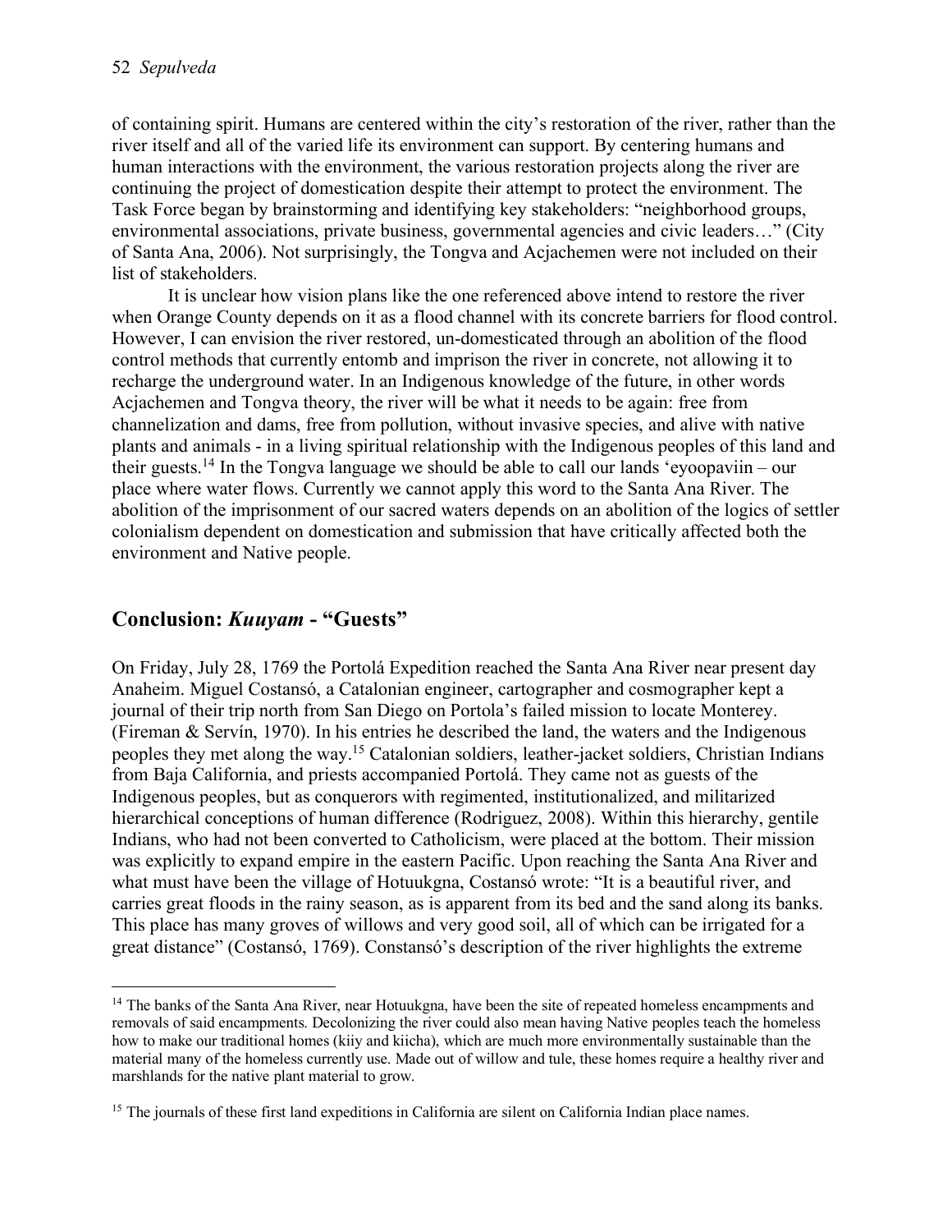of containing spirit. Humans are centered within the city's restoration of the river, rather than the river itself and all of the varied life its environment can support. By centering humans and human interactions with the environment, the various restoration projects along the river are continuing the project of domestication despite their attempt to protect the environment. The Task Force began by brainstorming and identifying key stakeholders: "neighborhood groups, environmental associations, private business, governmental agencies and civic leaders…" (City of Santa Ana, 2006). Not surprisingly, the Tongva and Acjachemen were not included on their list of stakeholders.

It is unclear how vision plans like the one referenced above intend to restore the river when Orange County depends on it as a flood channel with its concrete barriers for flood control. However, I can envision the river restored, un-domesticated through an abolition of the flood control methods that currently entomb and imprison the river in concrete, not allowing it to recharge the underground water. In an Indigenous knowledge of the future, in other words Acjachemen and Tongva theory, the river will be what it needs to be again: free from channelization and dams, free from pollution, without invasive species, and alive with native plants and animals - in a living spiritual relationship with the Indigenous peoples of this land and their guests.[14] In the Tongva language we should be able to call our lands 'eyoopaviin – our place where water flows. Currently we cannot apply this word to the Santa Ana River. The abolition of the imprisonment of our sacred waters depends on an abolition of the logics of settler colonialism dependent on domestication and submission that have critically affected both the environment and Native people.

## Conclusion: *Kuuyam* - "Guests"

On Friday, July 28, 1769 the Portolá Expedition reached the Santa Ana River near present day Anaheim. Miguel Costansó, a Catalonian engineer, cartographer and cosmographer kept a journal of their trip north from San Diego on Portola's failed mission to locate Monterey. (Fireman & Servín, 1970). In his entries he described the land, the waters and the Indigenous peoples they met along the way.[15] Catalonian soldiers, leather-jacket soldiers, Christian Indians from Baja California, and priests accompanied Portolá. They came not as guests of the Indigenous peoples, but as conquerors with regimented, institutionalized, and militarized hierarchical conceptions of human difference (Rodriguez, 2008). Within this hierarchy, gentile Indians, who had not been converted to Catholicism, were placed at the bottom. Their mission was explicitly to expand empire in the eastern Pacific. Upon reaching the Santa Ana River and what must have been the village of Hotuukgna, Costansó wrote: "It is a beautiful river, and carries great floods in the rainy season, as is apparent from its bed and the sand along its banks. This place has many groves of willows and very good soil, all of which can be irrigated for a great distance" (Costansó, 1769). Constansó's description of the river highlights the extreme

[14] The banks of the Santa Ana River, near Hotuukgna, have been the site of repeated homeless encampments and removals of said encampments. Decolonizing the river could also mean having Native peoples teach the homeless how to make our traditional homes (kiiy and kiicha), which are much more environmentally sustainable than the material many of the homeless currently use. Made out of willow and tule, these homes require a healthy river and marshlands for the native plant material to grow.

[15] The journals of these first land expeditions in California are silent on California Indian place names.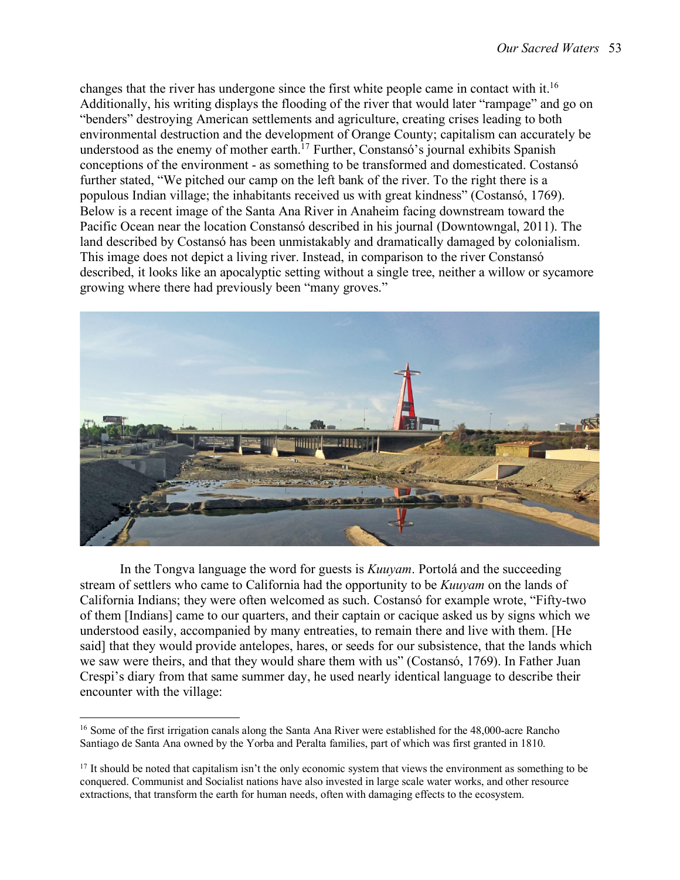changes that the river has undergone since the first white people came in contact with it.[16] Additionally, his writing displays the flooding of the river that would later "rampage" and go on "benders" destroying American settlements and agriculture, creating crises leading to both environmental destruction and the development of Orange County; capitalism can accurately be understood as the enemy of mother earth.[17] Further, Constansó's journal exhibits Spanish conceptions of the environment - as something to be transformed and domesticated. Costansó further stated, "We pitched our camp on the left bank of the river. To the right there is a populous Indian village; the inhabitants received us with great kindness" (Costansó, 1769). Below is a recent image of the Santa Ana River in Anaheim facing downstream toward the Pacific Ocean near the location Constansó described in his journal (Downtowngal, 2011). The land described by Costansó has been unmistakably and dramatically damaged by colonialism. This image does not depict a living river. Instead, in comparison to the river Constansó described, it looks like an apocalyptic setting without a single tree, neither a willow or sycamore growing where there had previously been "many groves."

In the Tongva language the word for guests is *Kuuyam*. Portolá and the succeeding stream of settlers who came to California had the opportunity to be *Kuuyam* on the lands of California Indians; they were often welcomed as such. Costansó for example wrote, "Fifty-two of them [Indians] came to our quarters, and their captain or cacique asked us by signs which we understood easily, accompanied by many entreaties, to remain there and live with them. [He said] that they would provide antelopes, hares, or seeds for our subsistence, that the lands which we saw were theirs, and that they would share them with us" (Costansó, 1769). In Father Juan Crespi's diary from that same summer day, he used nearly identical language to describe their encounter with the village:

[16] Some of the first irrigation canals along the Santa Ana River were established for the 48,000-acre Rancho Santiago de Santa Ana owned by the Yorba and Peralta families, part of which was first granted in 1810.

[17] It should be noted that capitalism isn't the only economic system that views the environment as something to be conquered. Communist and Socialist nations have also invested in large scale water works, and other resource extractions, that transform the earth for human needs, often with damaging effects to the ecosystem.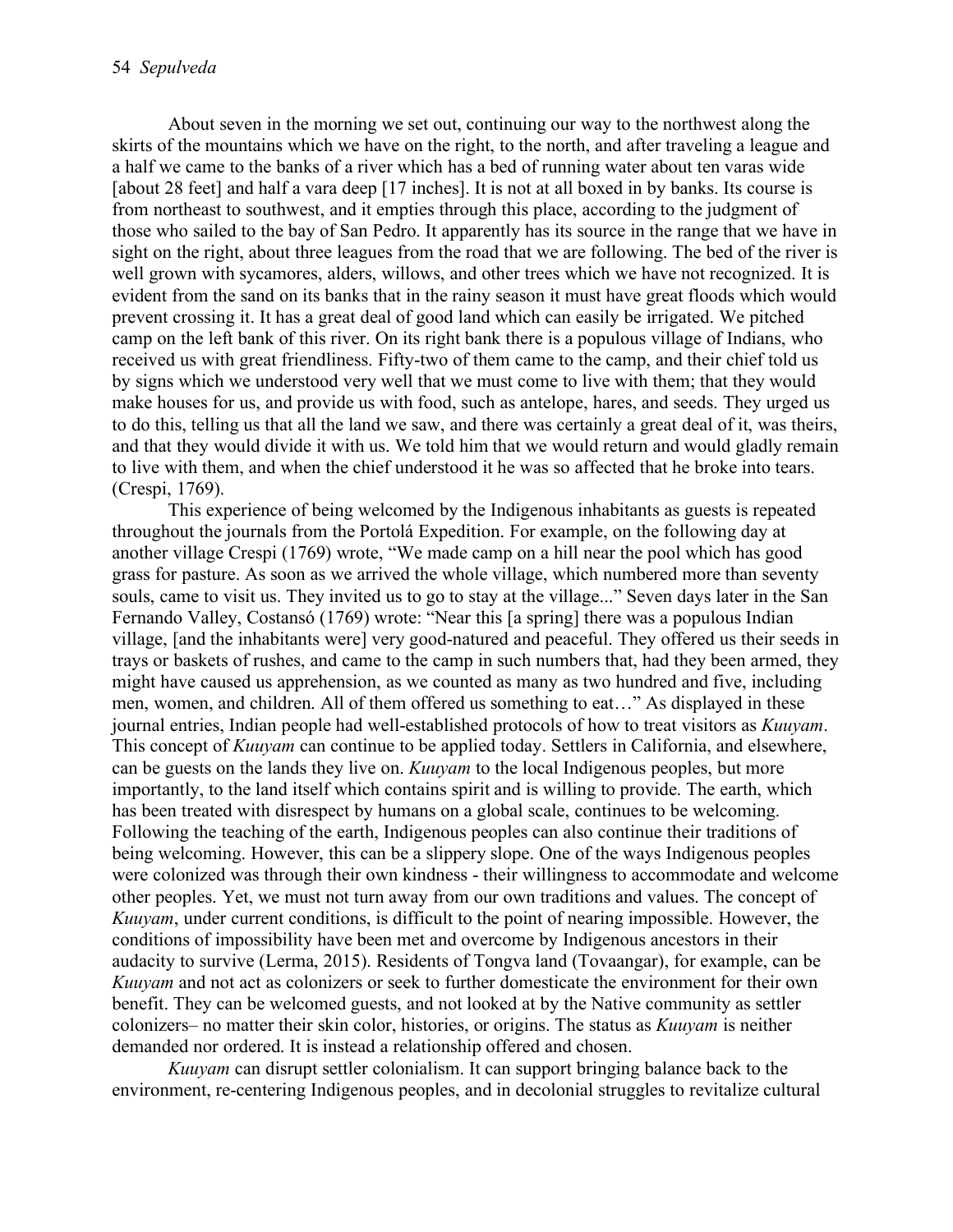About seven in the morning we set out, continuing our way to the northwest along the skirts of the mountains which we have on the right, to the north, and after traveling a league and a half we came to the banks of a river which has a bed of running water about ten varas wide [about 28 feet] and half a vara deep [17 inches]. It is not at all boxed in by banks. Its course is from northeast to southwest, and it empties through this place, according to the judgment of those who sailed to the bay of San Pedro. It apparently has its source in the range that we have in sight on the right, about three leagues from the road that we are following. The bed of the river is well grown with sycamores, alders, willows, and other trees which we have not recognized. It is evident from the sand on its banks that in the rainy season it must have great floods which would prevent crossing it. It has a great deal of good land which can easily be irrigated. We pitched camp on the left bank of this river. On its right bank there is a populous village of Indians, who received us with great friendliness. Fifty-two of them came to the camp, and their chief told us by signs which we understood very well that we must come to live with them; that they would make houses for us, and provide us with food, such as antelope, hares, and seeds. They urged us to do this, telling us that all the land we saw, and there was certainly a great deal of it, was theirs, and that they would divide it with us. We told him that we would return and would gladly remain to live with them, and when the chief understood it he was so affected that he broke into tears. (Crespi, 1769).

This experience of being welcomed by the Indigenous inhabitants as guests is repeated throughout the journals from the Portolá Expedition. For example, on the following day at another village Crespi (1769) wrote, "We made camp on a hill near the pool which has good grass for pasture. As soon as we arrived the whole village, which numbered more than seventy souls, came to visit us. They invited us to go to stay at the village..." Seven days later in the San Fernando Valley, Costansó (1769) wrote: "Near this [a spring] there was a populous Indian village, [and the inhabitants were] very good-natured and peaceful. They offered us their seeds in trays or baskets of rushes, and came to the camp in such numbers that, had they been armed, they might have caused us apprehension, as we counted as many as two hundred and five, including men, women, and children. All of them offered us something to eat…" As displayed in these journal entries, Indian people had well-established protocols of how to treat visitors as *Kuuyam*. This concept of *Kuuyam* can continue to be applied today. Settlers in California, and elsewhere, can be guests on the lands they live on. *Kuuyam* to the local Indigenous peoples, but more importantly, to the land itself which contains spirit and is willing to provide. The earth, which has been treated with disrespect by humans on a global scale, continues to be welcoming. Following the teaching of the earth, Indigenous peoples can also continue their traditions of being welcoming. However, this can be a slippery slope. One of the ways Indigenous peoples were colonized was through their own kindness - their willingness to accommodate and welcome other peoples. Yet, we must not turn away from our own traditions and values. The concept of *Kuuyam*, under current conditions, is difficult to the point of nearing impossible. However, the conditions of impossibility have been met and overcome by Indigenous ancestors in their audacity to survive (Lerma, 2015). Residents of Tongva land (Tovaangar), for example, can be *Kuuyam* and not act as colonizers or seek to further domesticate the environment for their own benefit. They can be welcomed guests, and not looked at by the Native community as settler colonizers– no matter their skin color, histories, or origins. The status as *Kuuyam* is neither demanded nor ordered. It is instead a relationship offered and chosen.

*Kuuyam* can disrupt settler colonialism. It can support bringing balance back to the environment, re-centering Indigenous peoples, and in decolonial struggles to revitalize cultural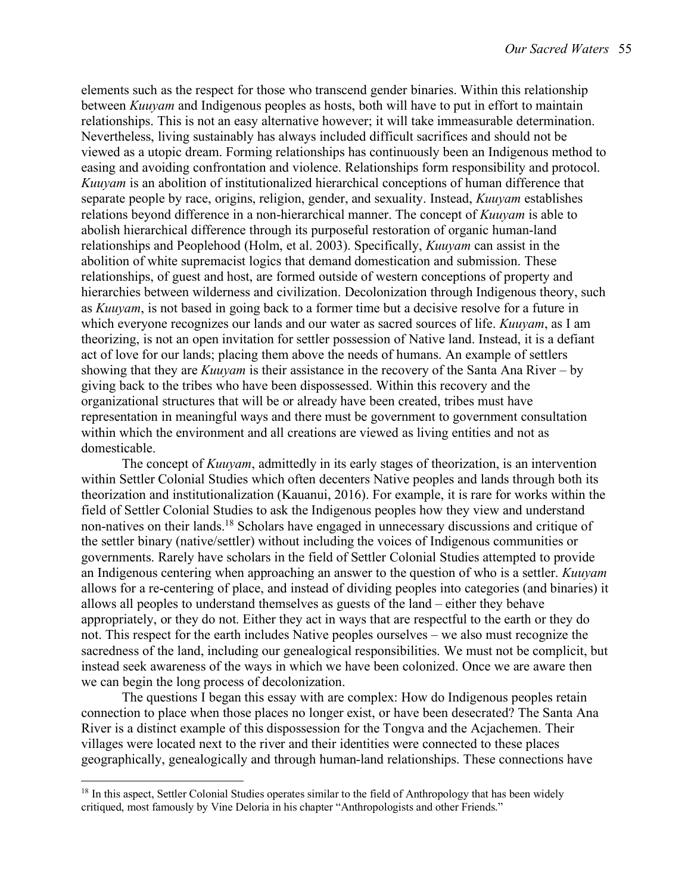elements such as the respect for those who transcend gender binaries. Within this relationship between *Kuuyam* and Indigenous peoples as hosts, both will have to put in effort to maintain relationships. This is not an easy alternative however; it will take immeasurable determination. Nevertheless, living sustainably has always included difficult sacrifices and should not be viewed as a utopic dream. Forming relationships has continuously been an Indigenous method to easing and avoiding confrontation and violence. Relationships form responsibility and protocol. *Kuuyam* is an abolition of institutionalized hierarchical conceptions of human difference that separate people by race, origins, religion, gender, and sexuality. Instead, *Kuuyam* establishes relations beyond difference in a non-hierarchical manner. The concept of *Kuuyam* is able to abolish hierarchical difference through its purposeful restoration of organic human-land relationships and Peoplehood (Holm, et al. 2003). Specifically, *Kuuyam* can assist in the abolition of white supremacist logics that demand domestication and submission. These relationships, of guest and host, are formed outside of western conceptions of property and hierarchies between wilderness and civilization. Decolonization through Indigenous theory, such as *Kuuyam*, is not based in going back to a former time but a decisive resolve for a future in which everyone recognizes our lands and our water as sacred sources of life. *Kuuyam*, as I am theorizing, is not an open invitation for settler possession of Native land. Instead, it is a defiant act of love for our lands; placing them above the needs of humans. An example of settlers showing that they are *Kuuyam* is their assistance in the recovery of the Santa Ana River – by giving back to the tribes who have been dispossessed. Within this recovery and the organizational structures that will be or already have been created, tribes must have representation in meaningful ways and there must be government to government consultation within which the environment and all creations are viewed as living entities and not as domesticable.

The concept of *Kuuyam*, admittedly in its early stages of theorization, is an intervention within Settler Colonial Studies which often decenters Native peoples and lands through both its theorization and institutionalization (Kauanui, 2016). For example, it is rare for works within the field of Settler Colonial Studies to ask the Indigenous peoples how they view and understand non-natives on their lands.[18] Scholars have engaged in unnecessary discussions and critique of the settler binary (native/settler) without including the voices of Indigenous communities or governments. Rarely have scholars in the field of Settler Colonial Studies attempted to provide an Indigenous centering when approaching an answer to the question of who is a settler. *Kuuyam* allows for a re-centering of place, and instead of dividing peoples into categories (and binaries) it allows all peoples to understand themselves as guests of the land – either they behave appropriately, or they do not. Either they act in ways that are respectful to the earth or they do not. This respect for the earth includes Native peoples ourselves – we also must recognize the sacredness of the land, including our genealogical responsibilities. We must not be complicit, but instead seek awareness of the ways in which we have been colonized. Once we are aware then we can begin the long process of decolonization.

The questions I began this essay with are complex: How do Indigenous peoples retain connection to place when those places no longer exist, or have been desecrated? The Santa Ana River is a distinct example of this dispossession for the Tongva and the Acjachemen. Their villages were located next to the river and their identities were connected to these places geographically, genealogically and through human-land relationships. These connections have

[18] In this aspect, Settler Colonial Studies operates similar to the field of Anthropology that has been widely critiqued, most famously by Vine Deloria in his chapter "Anthropologists and other Friends."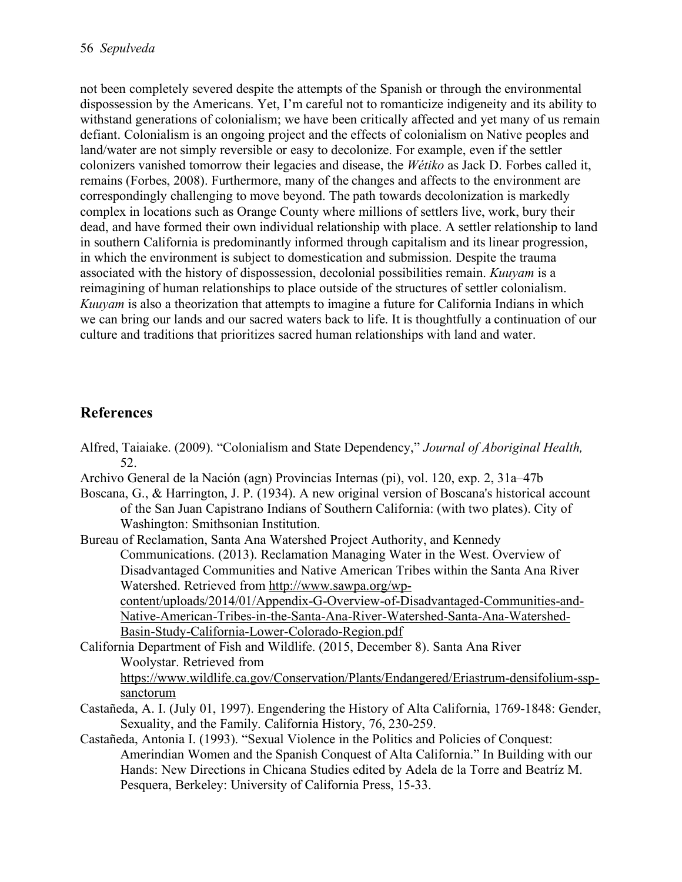not been completely severed despite the attempts of the Spanish or through the environmental dispossession by the Americans. Yet, I'm careful not to romanticize indigeneity and its ability to withstand generations of colonialism; we have been critically affected and yet many of us remain defiant. Colonialism is an ongoing project and the effects of colonialism on Native peoples and land/water are not simply reversible or easy to decolonize. For example, even if the settler colonizers vanished tomorrow their legacies and disease, the *Wétiko* as Jack D. Forbes called it, remains (Forbes, 2008). Furthermore, many of the changes and affects to the environment are correspondingly challenging to move beyond. The path towards decolonization is markedly complex in locations such as Orange County where millions of settlers live, work, bury their dead, and have formed their own individual relationship with place. A settler relationship to land in southern California is predominantly informed through capitalism and its linear progression, in which the environment is subject to domestication and submission. Despite the trauma associated with the history of dispossession, decolonial possibilities remain. *Kuuyam* is a reimagining of human relationships to place outside of the structures of settler colonialism. *Kuuyam* is also a theorization that attempts to imagine a future for California Indians in which we can bring our lands and our sacred waters back to life. It is thoughtfully a continuation of our culture and traditions that prioritizes sacred human relationships with land and water.

## References

Alfred, Taiaiake. (2009). "Colonialism and State Dependency," *Journal of Aboriginal Health,* 52.

Archivo General de la Nación (agn) Provincias Internas (pi), vol. 120, exp. 2, 31a–47b

Boscana, G., & Harrington, J. P. (1934). A new original version of Boscana's historical account of the San Juan Capistrano Indians of Southern California: (with two plates). City of Washington: Smithsonian Institution.

Bureau of Reclamation, Santa Ana Watershed Project Authority, and Kennedy Communications. (2013). Reclamation Managing Water in the West. Overview of Disadvantaged Communities and Native American Tribes within the Santa Ana River Watershed. Retrieved from http://www.sawpa.org/wp-content/uploads/2014/01/Appendix-G-Overview-of-Disadvantaged-Communities-and-Native-American-Tribes-in-the-Santa-Ana-River-Watershed-Santa-Ana-Watershed-Basin-Study-California-Lower-Colorado-Region.pdf

California Department of Fish and Wildlife. (2015, December 8). Santa Ana River Woolystar. Retrieved from https://www.wildlife.ca.gov/Conservation/Plants/Endangered/Eriastrum-densifolium-ssp-sanctorum

Castañeda, A. I. (July 01, 1997). Engendering the History of Alta California, 1769-1848: Gender, Sexuality, and the Family. California History, 76, 230-259.

Castañeda, Antonia I. (1993). "Sexual Violence in the Politics and Policies of Conquest: Amerindian Women and the Spanish Conquest of Alta California." In Building with our Hands: New Directions in Chicana Studies edited by Adela de la Torre and Beatríz M. Pesquera, Berkeley: University of California Press, 15-33.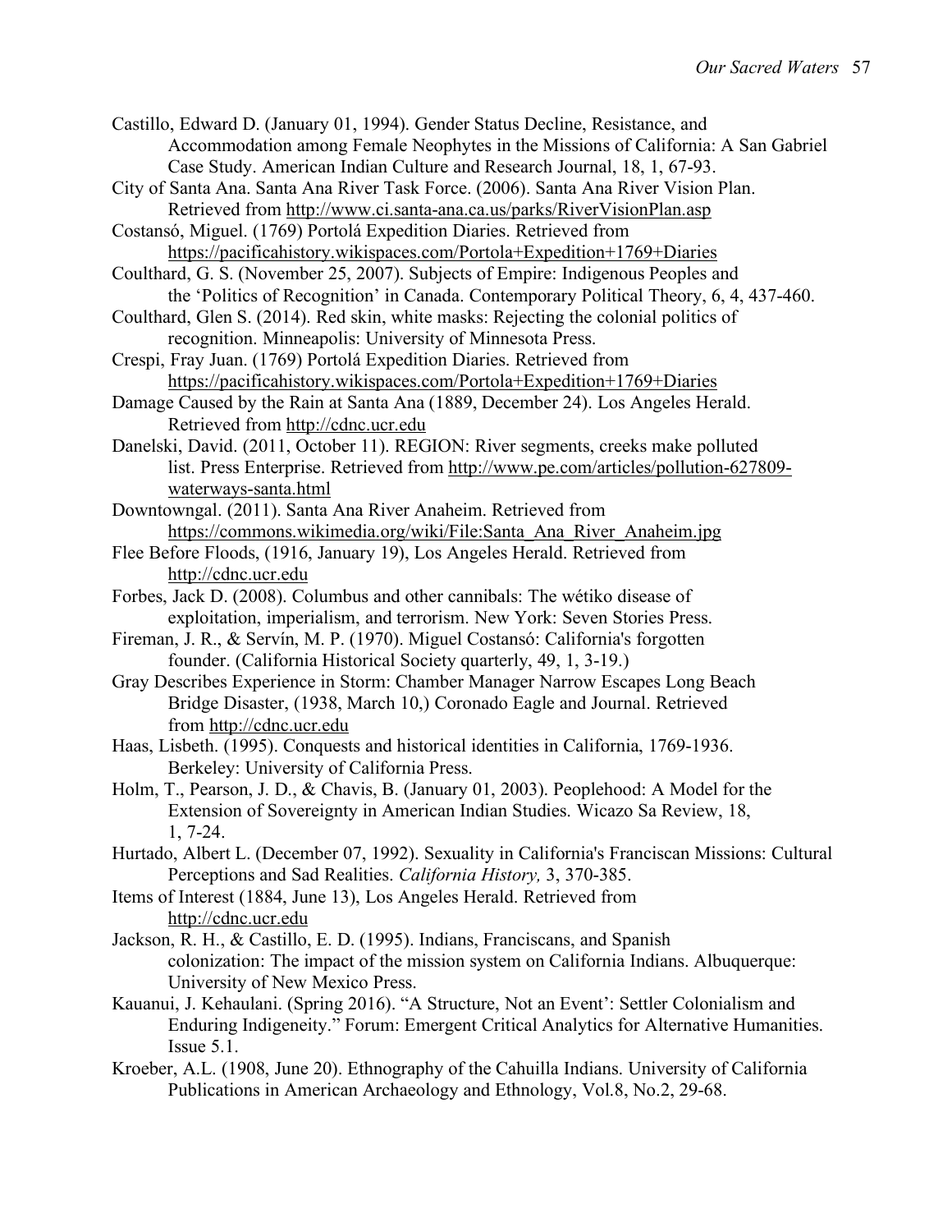Castillo, Edward D. (January 01, 1994). Gender Status Decline, Resistance, and Accommodation among Female Neophytes in the Missions of California: A San Gabriel Case Study. American Indian Culture and Research Journal, 18, 1, 67-93.

City of Santa Ana. Santa Ana River Task Force. (2006). Santa Ana River Vision Plan. Retrieved from http://www.ci.santa-ana.ca.us/parks/RiverVisionPlan.asp

Costansó, Miguel. (1769) Portolá Expedition Diaries. Retrieved from https://pacificahistory.wikispaces.com/Portola+Expedition+1769+Diaries

Coulthard, G. S. (November 25, 2007). Subjects of Empire: Indigenous Peoples and the 'Politics of Recognition' in Canada. Contemporary Political Theory, 6, 4, 437-460.

Coulthard, Glen S. (2014). Red skin, white masks: Rejecting the colonial politics of recognition. Minneapolis: University of Minnesota Press.

Crespi, Fray Juan. (1769) Portolá Expedition Diaries. Retrieved from https://pacificahistory.wikispaces.com/Portola+Expedition+1769+Diaries

Damage Caused by the Rain at Santa Ana (1889, December 24). Los Angeles Herald. Retrieved from http://cdnc.ucr.edu

Danelski, David. (2011, October 11). REGION: River segments, creeks make polluted list. Press Enterprise. Retrieved from http://www.pe.com/articles/pollution-627809-waterways-santa.html

Downtowngal. (2011). Santa Ana River Anaheim. Retrieved from https://commons.wikimedia.org/wiki/File:Santa_Ana_River_Anaheim.jpg

Flee Before Floods, (1916, January 19), Los Angeles Herald. Retrieved from http://cdnc.ucr.edu

Forbes, Jack D. (2008). Columbus and other cannibals: The wétiko disease of exploitation, imperialism, and terrorism. New York: Seven Stories Press.

Fireman, J. R., & Servín, M. P. (1970). Miguel Costansó: California's forgotten founder. (California Historical Society quarterly, 49, 1, 3-19.)

Gray Describes Experience in Storm: Chamber Manager Narrow Escapes Long Beach Bridge Disaster, (1938, March 10,) Coronado Eagle and Journal. Retrieved from http://cdnc.ucr.edu

Haas, Lisbeth. (1995). Conquests and historical identities in California, 1769-1936. Berkeley: University of California Press.

Holm, T., Pearson, J. D., & Chavis, B. (January 01, 2003). Peoplehood: A Model for the Extension of Sovereignty in American Indian Studies. Wicazo Sa Review, 18, 1, 7-24.

Hurtado, Albert L. (December 07, 1992). Sexuality in California's Franciscan Missions: Cultural Perceptions and Sad Realities. *California History,* 3, 370-385.

Items of Interest (1884, June 13), Los Angeles Herald. Retrieved from http://cdnc.ucr.edu

Jackson, R. H., & Castillo, E. D. (1995). Indians, Franciscans, and Spanish colonization: The impact of the mission system on California Indians. Albuquerque: University of New Mexico Press.

Kauanui, J. Kehaulani. (Spring 2016). "A Structure, Not an Event': Settler Colonialism and Enduring Indigeneity." Forum: Emergent Critical Analytics for Alternative Humanities. Issue 5.1.

Kroeber, A.L. (1908, June 20). Ethnography of the Cahuilla Indians. University of California Publications in American Archaeology and Ethnology, Vol.8, No.2, 29-68.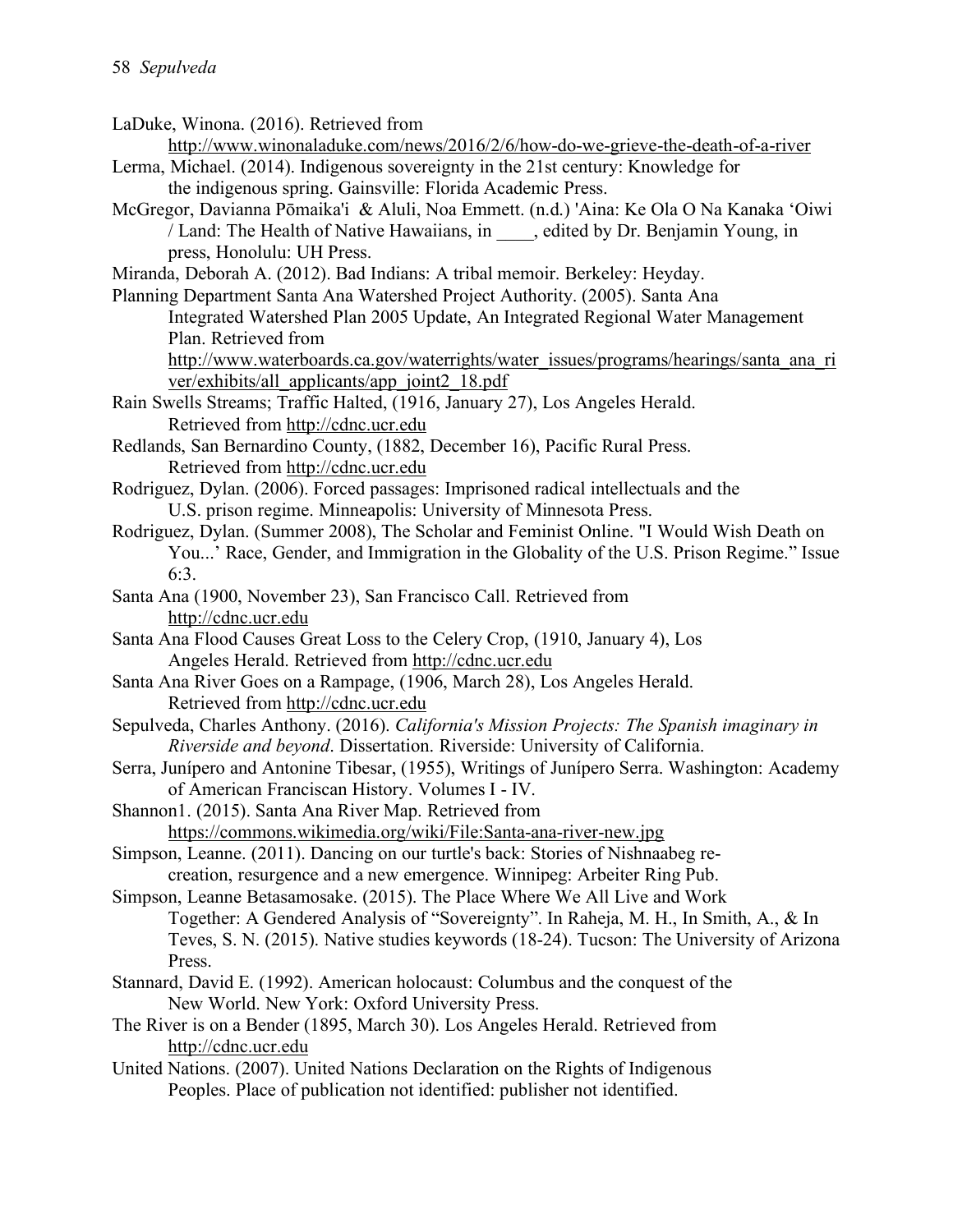LaDuke, Winona. (2016). Retrieved from http://www.winonaladuke.com/news/2016/2/6/how-do-we-grieve-the-death-of-a-river

Lerma, Michael. (2014). Indigenous sovereignty in the 21st century: Knowledge for the indigenous spring. Gainsville: Florida Academic Press.

McGregor, Davianna Pōmaika'i & Aluli, Noa Emmett. (n.d.) 'Aina: Ke Ola O Na Kanaka 'Oiwi / Land: The Health of Native Hawaiians, in ____, edited by Dr. Benjamin Young, in press, Honolulu: UH Press.

Miranda, Deborah A. (2012). Bad Indians: A tribal memoir. Berkeley: Heyday.

Planning Department Santa Ana Watershed Project Authority. (2005). Santa Ana Integrated Watershed Plan 2005 Update, An Integrated Regional Water Management Plan. Retrieved from http://www.waterboards.ca.gov/waterrights/water_issues/programs/hearings/santa_ana_river/exhibits/all_applicants/app_joint2_18.pdf

Rain Swells Streams; Traffic Halted, (1916, January 27), Los Angeles Herald. Retrieved from http://cdnc.ucr.edu

Redlands, San Bernardino County, (1882, December 16), Pacific Rural Press. Retrieved from http://cdnc.ucr.edu

Rodriguez, Dylan. (2006). Forced passages: Imprisoned radical intellectuals and the U.S. prison regime. Minneapolis: University of Minnesota Press.

Rodriguez, Dylan. (Summer 2008), The Scholar and Feminist Online. "I Would Wish Death on You...' Race, Gender, and Immigration in the Globality of the U.S. Prison Regime." Issue 6:3.

Santa Ana (1900, November 23), San Francisco Call. Retrieved from http://cdnc.ucr.edu

Santa Ana Flood Causes Great Loss to the Celery Crop, (1910, January 4), Los Angeles Herald. Retrieved from http://cdnc.ucr.edu

Santa Ana River Goes on a Rampage, (1906, March 28), Los Angeles Herald. Retrieved from http://cdnc.ucr.edu

Sepulveda, Charles Anthony. (2016). *California's Mission Projects: The Spanish imaginary in Riverside and beyond*. Dissertation. Riverside: University of California.

Serra, Junípero and Antonine Tibesar, (1955), Writings of Junípero Serra. Washington: Academy of American Franciscan History. Volumes I - IV.

Shannon1. (2015). Santa Ana River Map. Retrieved from https://commons.wikimedia.org/wiki/File:Santa-ana-river-new.jpg

Simpson, Leanne. (2011). Dancing on our turtle's back: Stories of Nishnaabeg re-creation, resurgence and a new emergence. Winnipeg: Arbeiter Ring Pub.

Simpson, Leanne Betasamosake. (2015). The Place Where We All Live and Work Together: A Gendered Analysis of "Sovereignty". In Raheja, M. H., In Smith, A., & In Teves, S. N. (2015). Native studies keywords (18-24). Tucson: The University of Arizona Press.

Stannard, David E. (1992). American holocaust: Columbus and the conquest of the New World. New York: Oxford University Press.

The River is on a Bender (1895, March 30). Los Angeles Herald. Retrieved from http://cdnc.ucr.edu

United Nations. (2007). United Nations Declaration on the Rights of Indigenous Peoples. Place of publication not identified: publisher not identified.